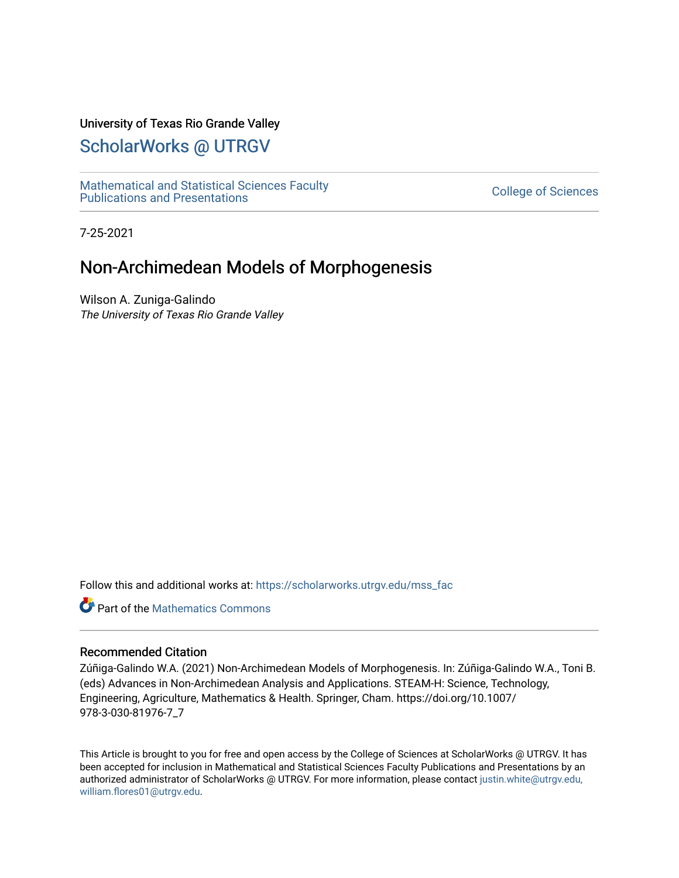University of Texas Rio Grande Valley

# ScholarWorks @ UTRGV

Mathematical and Statistical Sciences Faculty Publications and Presentations

College of Sciences

7-25-2021

## Non-Archimedean Models of Morphogenesis

Wilson A. Zuniga-Galindo
*The University of Texas Rio Grande Valley*

Follow this and additional works at: https://scholarworks.utrgv.edu/mss_fac

Part of the Mathematics Commons

### Recommended Citation

Zúñiga-Galindo W.A. (2021) Non-Archimedean Models of Morphogenesis. In: Zúñiga-Galindo W.A., Toni B. (eds) Advances in Non-Archimedean Analysis and Applications. STEAM-H: Science, Technology, Engineering, Agriculture, Mathematics & Health. Springer, Cham. https://doi.org/10.1007/978-3-030-81976-7_7

This Article is brought to you for free and open access by the College of Sciences at ScholarWorks @ UTRGV. It has been accepted for inclusion in Mathematical and Statistical Sciences Faculty Publications and Presentations by an authorized administrator of ScholarWorks @ UTRGV. For more information, please contact justin.white@utrgv.edu, william.flores01@utrgv.edu.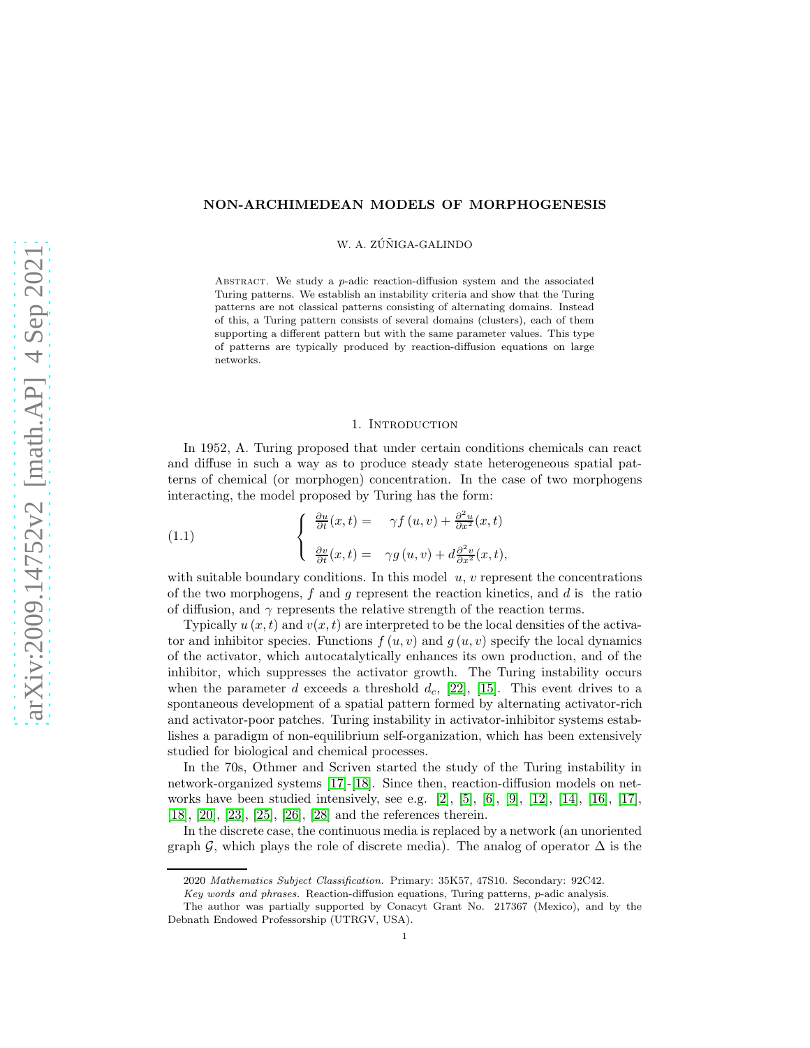# NON-ARCHIMEDEAN MODELS OF MORPHOGENESIS

W. A. ZÚÑIGA-GALINDO

Abstract. We study a $p$-adic reaction-diffusion system and the associated Turing patterns. We establish an instability criteria and show that the Turing patterns are not classical patterns consisting of alternating domains. Instead of this, a Turing pattern consists of several domains (clusters), each of them supporting a different pattern but with the same parameter values. This type of patterns are typically produced by reaction-diffusion equations on large networks.

## 1. Introduction

In 1952, A. Turing proposed that under certain conditions chemicals can react and diffuse in such a way as to produce steady state heterogeneous spatial patterns of chemical (or morphogen) concentration. In the case of two morphogens interacting, the model proposed by Turing has the form:

$$
\left\{
\begin{array}{ll}
\frac{\partial u}{\partial t}(x,t) = & \gamma f(u,v) + \frac{\partial^2 u}{\partial x^2}(x,t) \\
\\
\frac{\partial v}{\partial t}(x,t) = & \gamma g(u,v) + d\frac{\partial^2 v}{\partial x^2}(x,t),
\end{array}
\right.
\tag{1.1}
$$

with suitable boundary conditions. In this model $u$, $v$ represent the concentrations of the two morphogens, $f$ and $g$ represent the reaction kinetics, and $d$ is the ratio of diffusion, and $\gamma$ represents the relative strength of the reaction terms.

Typically $u(x,t)$ and $v(x,t)$ are interpreted to be the local densities of the activator and inhibitor species. Functions $f(u,v)$ and $g(u,v)$ specify the local dynamics of the activator, which autocatalytically enhances its own production, and of the inhibitor, which suppresses the activator growth. The Turing instability occurs when the parameter $d$ exceeds a threshold $d_c$, [22], [15]. This event drives to a spontaneous development of a spatial pattern formed by alternating activator-rich and activator-poor patches. Turing instability in activator-inhibitor systems establishes a paradigm of non-equilibrium self-organization, which has been extensively studied for biological and chemical processes.

In the 70s, Othmer and Scriven started the study of the Turing instability in network-organized systems [17]-[18]. Since then, reaction-diffusion models on networks have been studied intensively, see e.g. [2], [5], [6], [9], [12], [14], [16], [17], [18], [20], [23], [25], [26], [28] and the references therein.

In the discrete case, the continuous media is replaced by a network (an unoriented graph $\mathcal{G}$, which plays the role of discrete media). The analog of operator $\Delta$ is the

2020 *Mathematics Subject Classification.* Primary: 35K57, 47S10. Secondary: 92C42.

*Key words and phrases.* Reaction-diffusion equations, Turing patterns, $p$-adic analysis.

The author was partially supported by Conacyt Grant No. 217367 (Mexico), and by the Debnath Endowed Professorship (UTRGV, USA).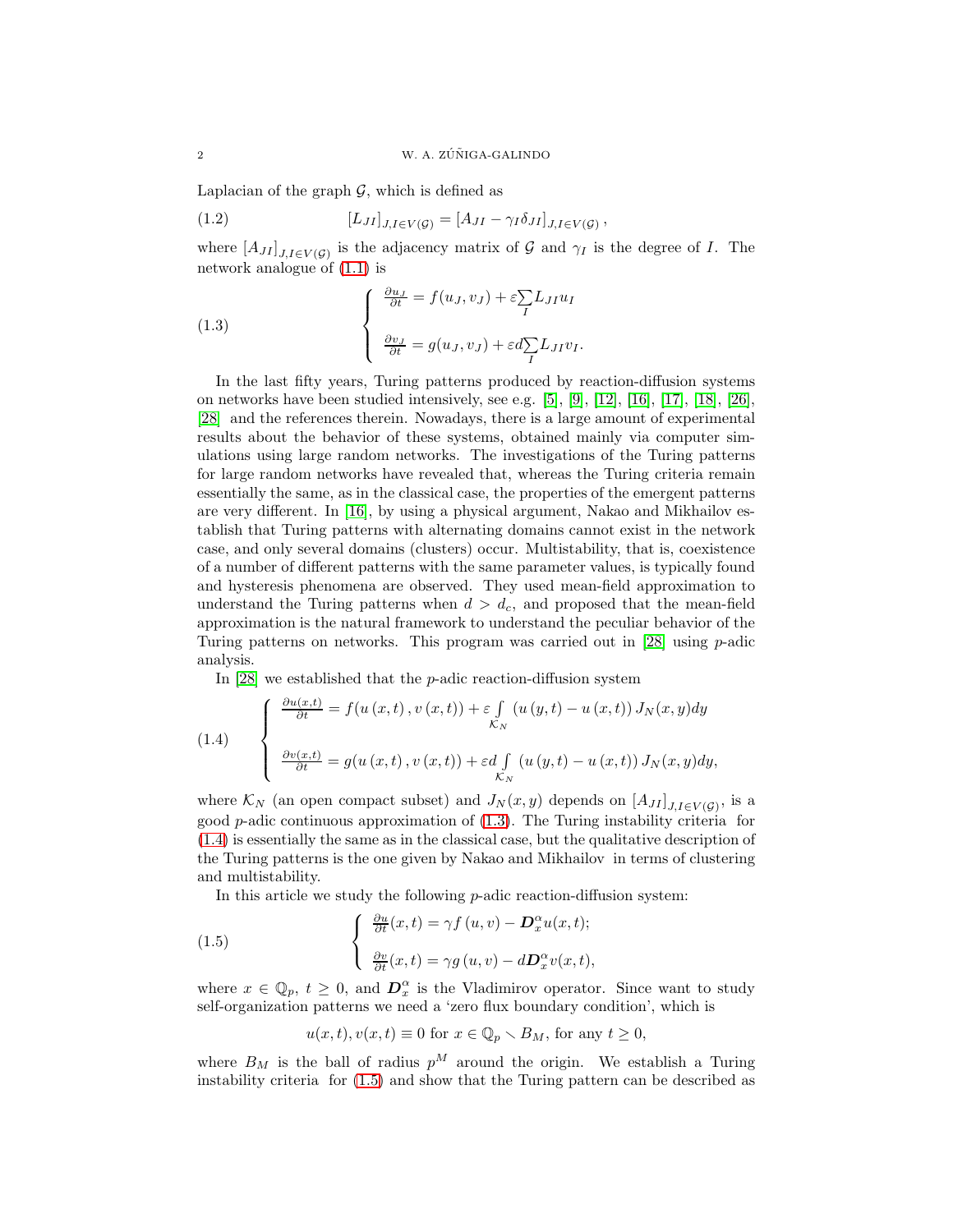Laplacian of the graph $\mathcal{G}$, which is defined as

$$[L_{JI}]_{J,I\in V(\mathcal{G})} = [A_{JI} - \gamma_I \delta_{JI}]_{J,I\in V(\mathcal{G})}\,, \tag{1.2}$$

where $[A_{JI}]_{J,I\in V(\mathcal{G})}$ is the adjacency matrix of $\mathcal{G}$ and $\gamma_I$ is the degree of $I$. The network analogue of (1.1) is

$$\left\{\begin{array}{l} \frac{\partial u_J}{\partial t} = f(u_J, v_J) + \varepsilon \sum\limits_I L_{JI} u_I \\ \\ \frac{\partial v_J}{\partial t} = g(u_J, v_J) + \varepsilon d \sum\limits_I L_{JI} v_I. \end{array}\right. \tag{1.3}$$

In the last fifty years, Turing patterns produced by reaction-diffusion systems on networks have been studied intensively, see e.g. [5], [9], [12], [16], [17], [18], [26], [28] and the references therein. Nowadays, there is a large amount of experimental results about the behavior of these systems, obtained mainly via computer simulations using large random networks. The investigations of the Turing patterns for large random networks have revealed that, whereas the Turing criteria remain essentially the same, as in the classical case, the properties of the emergent patterns are very different. In [16], by using a physical argument, Nakao and Mikhailov establish that Turing patterns with alternating domains cannot exist in the network case, and only several domains (clusters) occur. Multistability, that is, coexistence of a number of different patterns with the same parameter values, is typically found and hysteresis phenomena are observed. They used mean-field approximation to understand the Turing patterns when $d > d_c$, and proposed that the mean-field approximation is the natural framework to understand the peculiar behavior of the Turing patterns on networks. This program was carried out in [28] using $p$-adic analysis.

In [28] we established that the $p$-adic reaction-diffusion system

$$\left\{\begin{array}{l} \frac{\partial u(x,t)}{\partial t} = f(u\,(x,t)\,, v\,(x,t)) + \varepsilon \int\limits_{\mathcal{K}_N} \left(u\,(y,t) - u\,(x,t)\right) J_N(x,y) dy \\ \\ \frac{\partial v(x,t)}{\partial t} = g(u\,(x,t)\,, v\,(x,t)) + \varepsilon d \int\limits_{\mathcal{K}_N} \left(u\,(y,t) - u\,(x,t)\right) J_N(x,y) dy, \end{array}\right. \tag{1.4}$$

where $\mathcal{K}_N$ (an open compact subset) and $J_N(x,y)$ depends on $[A_{JI}]_{J,I\in V(\mathcal{G})}$, is a good $p$-adic continuous approximation of (1.3). The Turing instability criteria for (1.4) is essentially the same as in the classical case, but the qualitative description of the Turing patterns is the one given by Nakao and Mikhailov in terms of clustering and multistability.

In this article we study the following $p$-adic reaction-diffusion system:

$$\left\{\begin{array}{l} \frac{\partial u}{\partial t}(x,t) = \gamma f\,(u,v) - \boldsymbol{D}_x^{\alpha} u(x,t); \\ \\ \frac{\partial v}{\partial t}(x,t) = \gamma g\,(u,v) - d\boldsymbol{D}_x^{\alpha} v(x,t), \end{array}\right. \tag{1.5}$$

where $x \in \mathbb{Q}_p$, $t \geq 0$, and $\boldsymbol{D}_x^{\alpha}$ is the Vladimirov operator. Since want to study self-organization patterns we need a 'zero flux boundary condition', which is

$$u(x,t), v(x,t) \equiv 0 \text{ for } x \in \mathbb{Q}_p \smallsetminus B_M, \text{ for any } t \geq 0,$$

where $B_M$ is the ball of radius $p^M$ around the origin. We establish a Turing instability criteria for (1.5) and show that the Turing pattern can be described as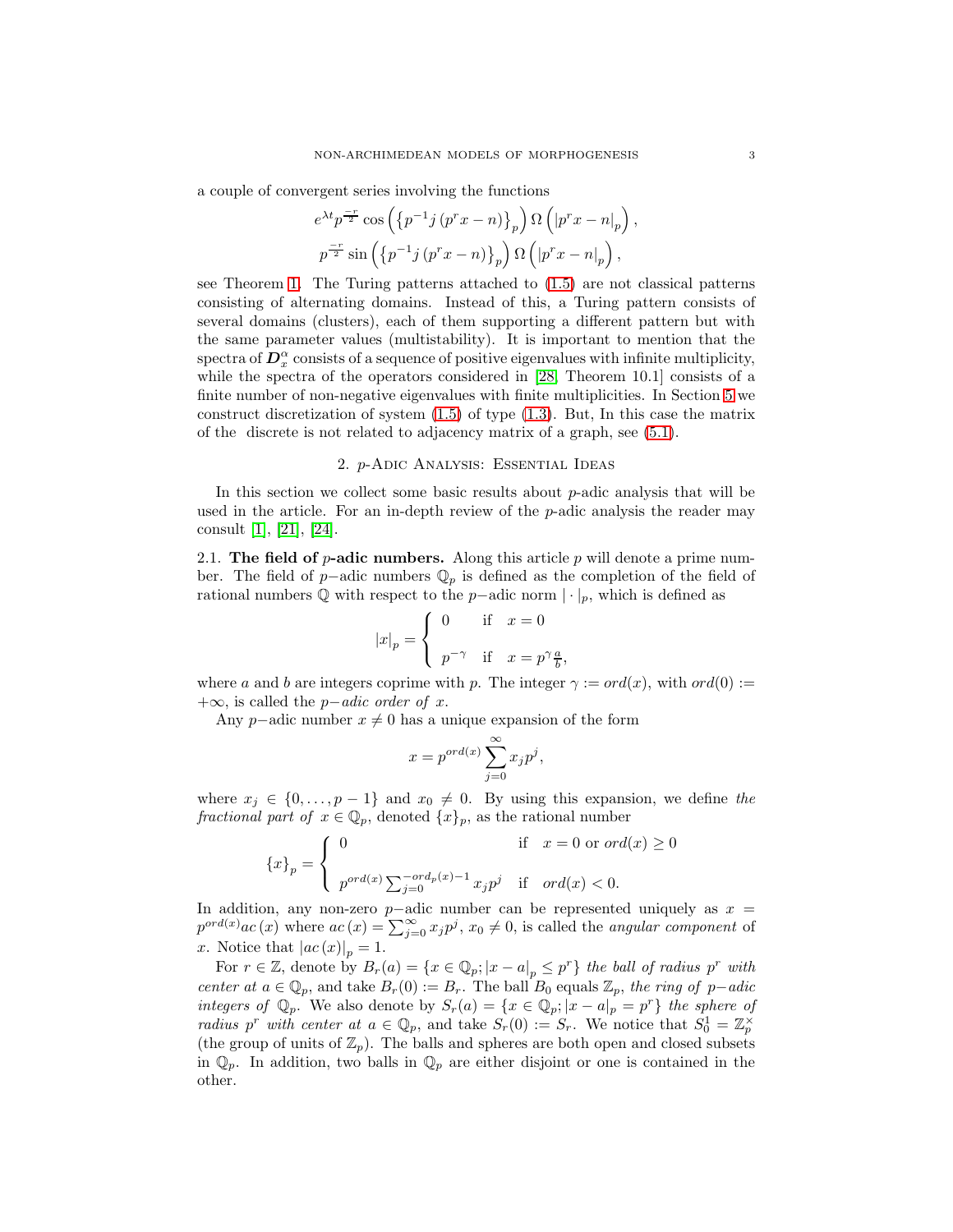a couple of convergent series involving the functions

$$e^{\lambda t}p^{\frac{-r}{2}}\cos\left(\left\{p^{-1}j\left(p^{r}x-n\right)\right\}_{p}\right)\Omega\left(\left|p^{r}x-n\right|_{p}\right),$$
$$p^{\frac{-r}{2}}\sin\left(\left\{p^{-1}j\left(p^{r}x-n\right)\right\}_{p}\right)\Omega\left(\left|p^{r}x-n\right|_{p}\right),$$

see Theorem 1. The Turing patterns attached to (1.5) are not classical patterns consisting of alternating domains. Instead of this, a Turing pattern consists of several domains (clusters), each of them supporting a different pattern but with the same parameter values (multistability). It is important to mention that the spectra of $\boldsymbol{D}_{x}^{\alpha}$ consists of a sequence of positive eigenvalues with infinite multiplicity, while the spectra of the operators considered in [28, Theorem 10.1] consists of a finite number of non-negative eigenvalues with finite multiplicities. In Section 5 we construct discretization of system (1.5) of type (1.3). But, In this case the matrix of the discrete is not related to adjacency matrix of a graph, see (5.1).

## 2. $p$-Adic Analysis: Essential Ideas

In this section we collect some basic results about $p$-adic analysis that will be used in the article. For an in-depth review of the $p$-adic analysis the reader may consult [1], [21], [24].

2.1. **The field of $p$-adic numbers.** Along this article $p$ will denote a prime number. The field of $p-$adic numbers $\mathbb{Q}_{p}$ is defined as the completion of the field of rational numbers $\mathbb{Q}$ with respect to the $p-$adic norm $|\cdot|_{p}$, which is defined as

$$|x|_{p}=\begin{cases}0 & \text{if} \quad x=0\\ & \\ p^{-\gamma} & \text{if} \quad x=p^{\gamma}\frac{a}{b},\end{cases}$$

where $a$ and $b$ are integers coprime with $p$. The integer $\gamma:=ord(x)$, with $ord(0):=+\infty$, is called the *$p-$adic order of* $x$.

Any $p-$adic number $x\neq 0$ has a unique expansion of the form

$$x=p^{ord(x)}\sum_{j=0}^{\infty}x_{j}p^{j},$$

where $x_{j}\in\{0,\dots,p-1\}$ and $x_{0}\neq 0$. By using this expansion, we define *the fractional part of* $x\in\mathbb{Q}_{p}$, denoted $\{x\}_{p}$, as the rational number

$$\{x\}_{p}=\begin{cases}0 & \text{if} \quad x=0 \text{ or } ord(x)\geq 0\\ & \\ p^{ord(x)}\sum_{j=0}^{-ord_{p}(x)-1}x_{j}p^{j} & \text{if} \quad ord(x)<0.\end{cases}$$

In addition, any non-zero $p-$adic number can be represented uniquely as $x=p^{ord(x)}ac\left(x\right)$ where $ac\left(x\right)=\sum_{j=0}^{\infty}x_{j}p^{j}$, $x_{0}\neq 0$, is called the *angular component* of $x$. Notice that $\left|ac\left(x\right)\right|_{p}=1$.

For $r\in\mathbb{Z}$, denote by $B_{r}(a)=\{x\in\mathbb{Q}_{p};\left|x-a\right|_{p}\leq p^{r}\}$ *the ball of radius* $p^{r}$ *with center at* $a\in\mathbb{Q}_{p}$, and take $B_{r}(0):=B_{r}$. The ball $B_{0}$ equals $\mathbb{Z}_{p}$, *the ring of $p-$adic integers of* $\mathbb{Q}_{p}$. We also denote by $S_{r}(a)=\{x\in\mathbb{Q}_{p};\left|x-a\right|_{p}=p^{r}\}$ *the sphere of radius* $p^{r}$ *with center at* $a\in\mathbb{Q}_{p}$, and take $S_{r}(0):=S_{r}$. We notice that $S_{0}^{1}=\mathbb{Z}_{p}^{\times}$ (the group of units of $\mathbb{Z}_{p}$). The balls and spheres are both open and closed subsets in $\mathbb{Q}_{p}$. In addition, two balls in $\mathbb{Q}_{p}$ are either disjoint or one is contained in the other.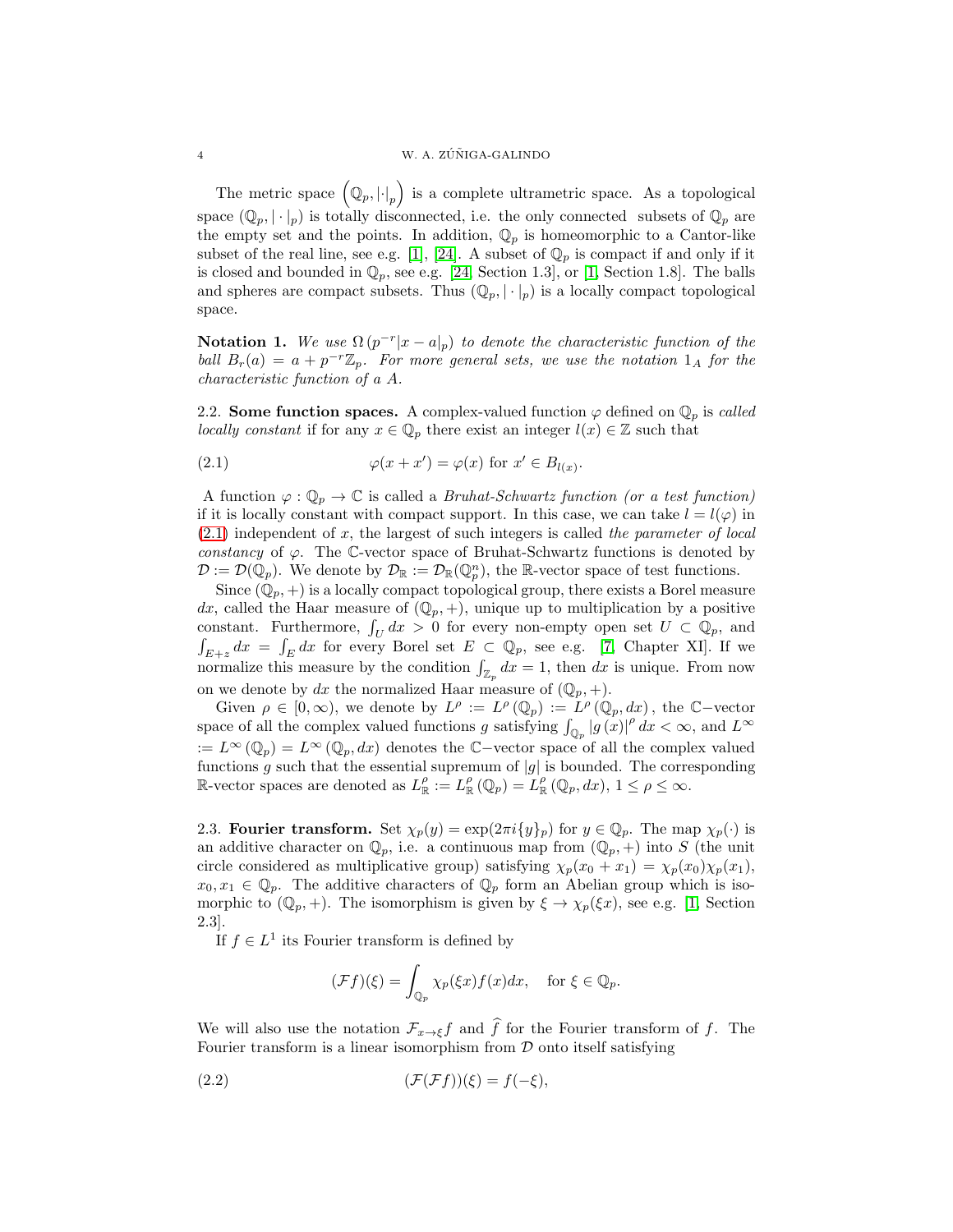The metric space $\left(\mathbb{Q}_p, |\cdot|_p\right)$ is a complete ultrametric space. As a topological space $(\mathbb{Q}_p, |\cdot|_p)$ is totally disconnected, i.e. the only connected subsets of $\mathbb{Q}_p$ are the empty set and the points. In addition, $\mathbb{Q}_p$ is homeomorphic to a Cantor-like subset of the real line, see e.g. [1], [24]. A subset of $\mathbb{Q}_p$ is compact if and only if it is closed and bounded in $\mathbb{Q}_p$, see e.g. [24, Section 1.3], or [1, Section 1.8]. The balls and spheres are compact subsets. Thus $(\mathbb{Q}_p, |\cdot|_p)$ is a locally compact topological space.

**Notation 1.** *We use $\Omega\left(p^{-r}|x-a|_p\right)$ to denote the characteristic function of the ball $B_r(a) = a + p^{-r}\mathbb{Z}_p$. For more general sets, we use the notation $1_A$ for the characteristic function of a $A$.*

## 2.2. Some function spaces.

A complex-valued function $\varphi$ defined on $\mathbb{Q}_p$ is *called locally constant* if for any $x \in \mathbb{Q}_p$ there exist an integer $l(x) \in \mathbb{Z}$ such that

$$\varphi(x + x') = \varphi(x) \text{ for } x' \in B_{l(x)}. \tag{2.1}$$

A function $\varphi : \mathbb{Q}_p \to \mathbb{C}$ is called a *Bruhat-Schwartz function (or a test function)* if it is locally constant with compact support. In this case, we can take $l = l(\varphi)$ in (2.1) independent of $x$, the largest of such integers is called *the parameter of local constancy* of $\varphi$. The $\mathbb{C}$-vector space of Bruhat-Schwartz functions is denoted by $\mathcal{D} := \mathcal{D}(\mathbb{Q}_p)$. We denote by $\mathcal{D}_{\mathbb{R}} := \mathcal{D}_{\mathbb{R}}(\mathbb{Q}_p^n)$, the $\mathbb{R}$-vector space of test functions.

Since $(\mathbb{Q}_p, +)$ is a locally compact topological group, there exists a Borel measure $dx$, called the Haar measure of $(\mathbb{Q}_p, +)$, unique up to multiplication by a positive constant. Furthermore, $\int_U dx > 0$ for every non-empty open set $U \subset \mathbb{Q}_p$, and $\int_{E+z} dx = \int_E dx$ for every Borel set $E \subset \mathbb{Q}_p$, see e.g. [7, Chapter XI]. If we normalize this measure by the condition $\int_{\mathbb{Z}_p} dx = 1$, then $dx$ is unique. From now on we denote by $dx$ the normalized Haar measure of $(\mathbb{Q}_p, +)$.

Given $\rho \in [0, \infty)$, we denote by $L^\rho := L^\rho(\mathbb{Q}_p) := L^\rho(\mathbb{Q}_p, dx)$, the $\mathbb{C}-$vector space of all the complex valued functions $g$ satisfying $\int_{\mathbb{Q}_p} |g(x)|^\rho dx < \infty$, and $L^\infty := L^\infty(\mathbb{Q}_p) = L^\infty(\mathbb{Q}_p, dx)$ denotes the $\mathbb{C}-$vector space of all the complex valued functions $g$ such that the essential supremum of $|g|$ is bounded. The corresponding $\mathbb{R}$-vector spaces are denoted as $L^\rho_{\mathbb{R}} := L^\rho_{\mathbb{R}}(\mathbb{Q}_p) = L^\rho_{\mathbb{R}}(\mathbb{Q}_p, dx)$, $1 \leq \rho \leq \infty$.

## 2.3. Fourier transform.

Set $\chi_p(y) = \exp(2\pi i\{y\}_p)$ for $y \in \mathbb{Q}_p$. The map $\chi_p(\cdot)$ is an additive character on $\mathbb{Q}_p$, i.e. a continuous map from $(\mathbb{Q}_p, +)$ into $S$ (the unit circle considered as multiplicative group) satisfying $\chi_p(x_0 + x_1) = \chi_p(x_0)\chi_p(x_1)$, $x_0, x_1 \in \mathbb{Q}_p$. The additive characters of $\mathbb{Q}_p$ form an Abelian group which is isomorphic to $(\mathbb{Q}_p, +)$. The isomorphism is given by $\xi \to \chi_p(\xi x)$, see e.g. [1, Section 2.3].

If $f \in L^1$ its Fourier transform is defined by

$$(\mathcal{F}f)(\xi) = \int_{\mathbb{Q}_p} \chi_p(\xi x) f(x) dx, \quad \text{for } \xi \in \mathbb{Q}_p.$$

We will also use the notation $\mathcal{F}_{x\to\xi}f$ and $\widehat{f}$ for the Fourier transform of $f$. The Fourier transform is a linear isomorphism from $\mathcal{D}$ onto itself satisfying

$$(\mathcal{F}(\mathcal{F}f))(\xi) = f(-\xi), \tag{2.2}$$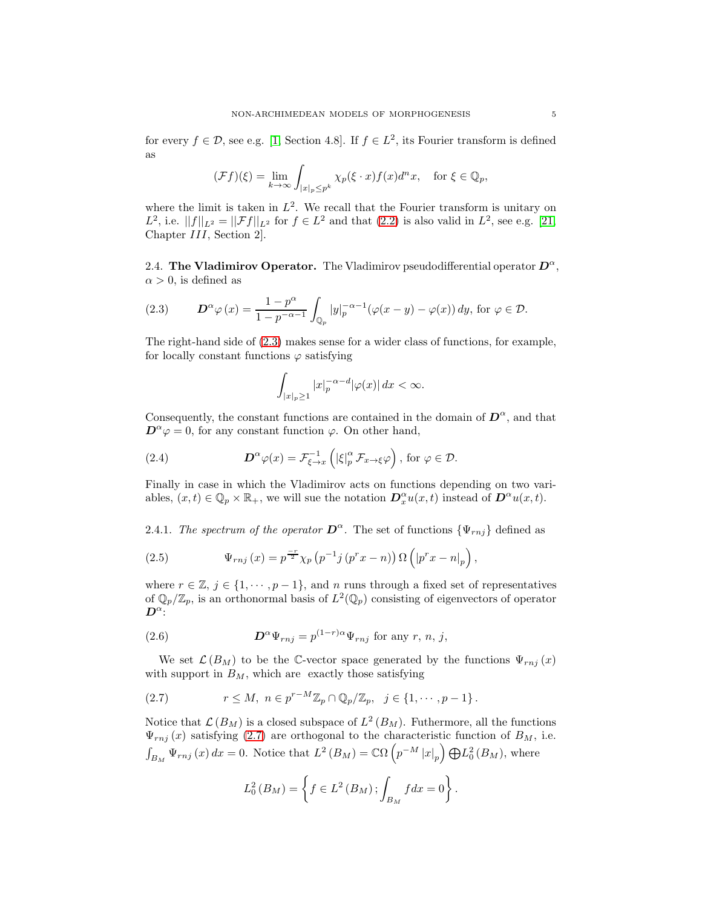for every $f \in \mathcal{D}$, see e.g. [1, Section 4.8]. If $f \in L^2$, its Fourier transform is defined as

$$(\mathcal{F}f)(\xi) = \lim_{k\to\infty} \int_{|x|_p \le p^k} \chi_p(\xi \cdot x) f(x) d^n x, \quad \text{for } \xi \in \mathbb{Q}_p,$$

where the limit is taken in $L^2$. We recall that the Fourier transform is unitary on $L^2$, i.e. $||f||_{L^2} = ||\mathcal{F}f||_{L^2}$ for $f \in L^2$ and that (2.2) is also valid in $L^2$, see e.g. [21, Chapter $III$, Section 2].

**2.4. The Vladimirov Operator.** The Vladimirov pseudodifferential operator $\boldsymbol{D}^\alpha$, $\alpha > 0$, is defined as

$$\boldsymbol{D}^\alpha \varphi(x) = \frac{1-p^\alpha}{1-p^{-\alpha-1}} \int_{\mathbb{Q}_p} |y|_p^{-\alpha-1} (\varphi(x-y) - \varphi(x))\, dy, \text{ for } \varphi \in \mathcal{D}. \tag{2.3}$$

The right-hand side of (2.3) makes sense for a wider class of functions, for example, for locally constant functions $\varphi$ satisfying

$$\int_{|x|_p \ge 1} |x|_p^{-\alpha-d} |\varphi(x)|\, dx < \infty.$$

Consequently, the constant functions are contained in the domain of $\boldsymbol{D}^\alpha$, and that $\boldsymbol{D}^\alpha \varphi = 0$, for any constant function $\varphi$. On other hand,

$$\boldsymbol{D}^\alpha \varphi(x) = \mathcal{F}^{-1}_{\xi\to x} \left( |\xi|_p^\alpha \, \mathcal{F}_{x\to\xi}\varphi \right), \text{ for } \varphi \in \mathcal{D}. \tag{2.4}$$

Finally in case in which the Vladimirov acts on functions depending on two variables, $(x,t) \in \mathbb{Q}_p \times \mathbb{R}_+$, we will sue the notation $\boldsymbol{D}_x^\alpha u(x,t)$ instead of $\boldsymbol{D}^\alpha u(x,t)$.

2.4.1. *The spectrum of the operator* $\boldsymbol{D}^\alpha$. The set of functions $\{\Psi_{rnj}\}$ defined as

$$\Psi_{rnj}(x) = p^{\frac{-r}{2}} \chi_p\left(p^{-1} j \left(p^r x - n\right)\right) \Omega\left(\left|p^r x - n\right|_p\right), \tag{2.5}$$

where $r \in \mathbb{Z}$, $j \in \{1, \cdots, p-1\}$, and $n$ runs through a fixed set of representatives of $\mathbb{Q}_p/\mathbb{Z}_p$, is an orthonormal basis of $L^2(\mathbb{Q}_p)$ consisting of eigenvectors of operator $\boldsymbol{D}^\alpha$:

$$\boldsymbol{D}^\alpha \Psi_{rnj} = p^{(1-r)\alpha} \Psi_{rnj} \text{ for any } r,\, n,\, j, \tag{2.6}$$

We set $\mathcal{L}(B_M)$ to be the $\mathbb{C}$-vector space generated by the functions $\Psi_{rnj}(x)$ with support in $B_M$, which are exactly those satisfying

$$r \le M, \; n \in p^{r-M}\mathbb{Z}_p \cap \mathbb{Q}_p/\mathbb{Z}_p, \quad j \in \{1, \cdots, p-1\}. \tag{2.7}$$

Notice that $\mathcal{L}(B_M)$ is a closed subspace of $L^2(B_M)$. Futhermore, all the functions $\Psi_{rnj}(x)$ satisfying (2.7) are orthogonal to the characteristic function of $B_M$, i.e. $\int_{B_M} \Psi_{rnj}(x)\, dx = 0$. Notice that $L^2(B_M) = \mathbb{C}\Omega\left(p^{-M}|x|_p\right) \bigoplus L_0^2(B_M)$, where

$$L_0^2(B_M) = \left\{ f \in L^2(B_M);\, \int_{B_M} f dx = 0 \right\}.$$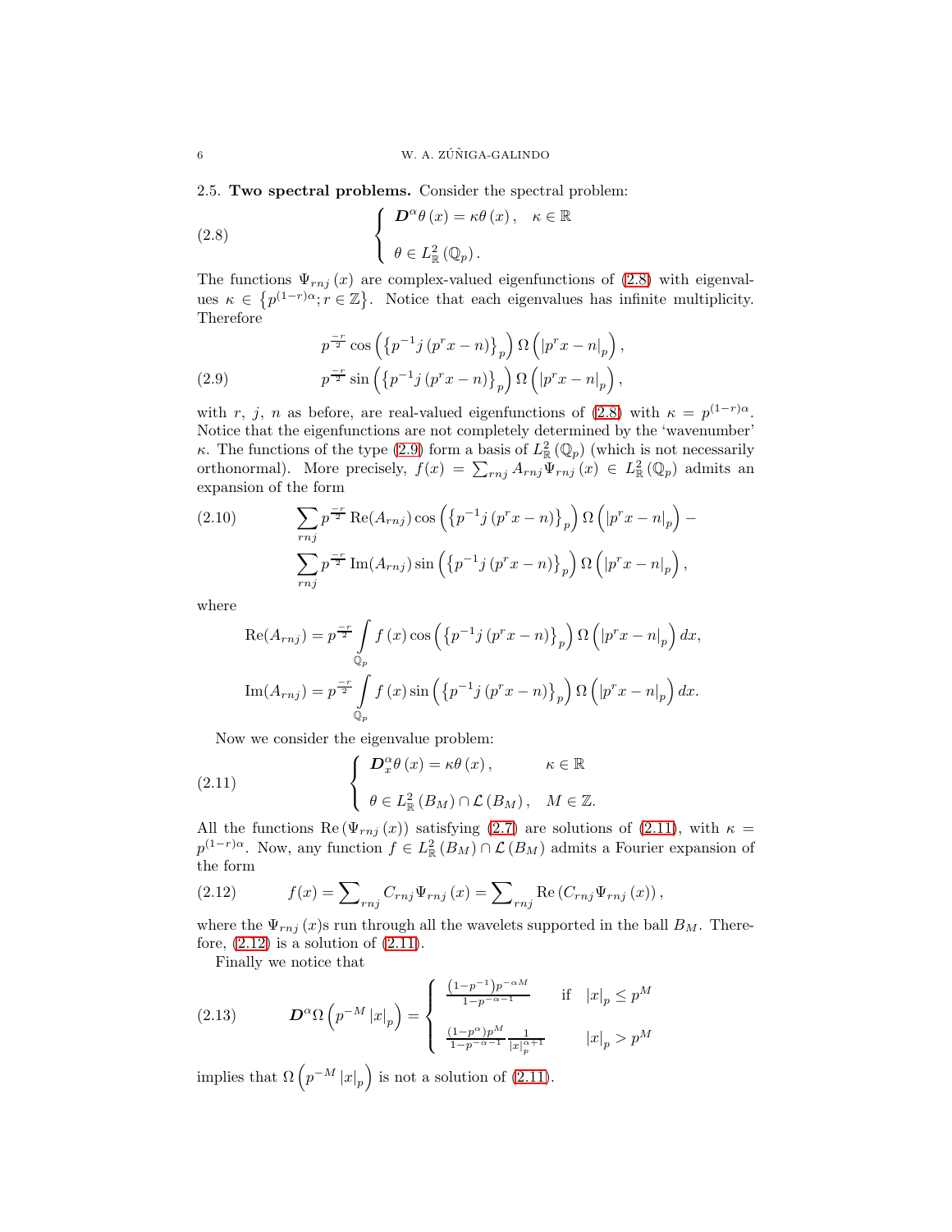### 2.5. Two spectral problems.

Consider the spectral problem:

$$
\left\{
\begin{array}{l}
\boldsymbol{D}^{\alpha}\theta\left(x\right)=\kappa\theta\left(x\right), \quad \kappa\in\mathbb{R}\\
\\
\theta\in L_{\mathbb{R}}^{2}\left(\mathbb{Q}_{p}\right).
\end{array}
\right. \tag{2.8}
$$

The functions $\Psi_{rnj}\left(x\right)$ are complex-valued eigenfunctions of (2.8) with eigenvalues $\kappa\in\left\{p^{(1-r)\alpha};r\in\mathbb{Z}\right\}$. Notice that each eigenvalues has infinite multiplicity. Therefore

$$
\begin{array}{c}
p^{\frac{-r}{2}}\cos\left(\left\{p^{-1}j\left(p^{r}x-n\right)\right\}_{p}\right)\Omega\left(\left|p^{r}x-n\right|_{p}\right),\\
p^{\frac{-r}{2}}\sin\left(\left\{p^{-1}j\left(p^{r}x-n\right)\right\}_{p}\right)\Omega\left(\left|p^{r}x-n\right|_{p}\right),
\end{array} \tag{2.9}
$$

with $r$, $j$, $n$ as before, are real-valued eigenfunctions of (2.8) with $\kappa=p^{(1-r)\alpha}$. Notice that the eigenfunctions are not completely determined by the 'wavenumber' $\kappa$. The functions of the type (2.9) form a basis of $L_{\mathbb{R}}^{2}\left(\mathbb{Q}_{p}\right)$ (which is not necessarily orthonormal). More precisely, $f(x)=\sum_{rnj}A_{rnj}\Psi_{rnj}\left(x\right)\in L_{\mathbb{R}}^{2}\left(\mathbb{Q}_{p}\right)$ admits an expansion of the form

$$
\begin{array}{c}
\sum_{rnj}p^{\frac{-r}{2}}\operatorname{Re}(A_{rnj})\cos\left(\left\{p^{-1}j\left(p^{r}x-n\right)\right\}_{p}\right)\Omega\left(\left|p^{r}x-n\right|_{p}\right)-\\
\sum_{rnj}p^{\frac{-r}{2}}\operatorname{Im}(A_{rnj})\sin\left(\left\{p^{-1}j\left(p^{r}x-n\right)\right\}_{p}\right)\Omega\left(\left|p^{r}x-n\right|_{p}\right),
\end{array} \tag{2.10}
$$

where

$$
\operatorname{Re}(A_{rnj})=p^{\frac{-r}{2}}\int_{\mathbb{Q}_{p}}f\left(x\right)\cos\left(\left\{p^{-1}j\left(p^{r}x-n\right)\right\}_{p}\right)\Omega\left(\left|p^{r}x-n\right|_{p}\right)dx,
$$

$$
\operatorname{Im}(A_{rnj})=p^{\frac{-r}{2}}\int_{\mathbb{Q}_{p}}f\left(x\right)\sin\left(\left\{p^{-1}j\left(p^{r}x-n\right)\right\}_{p}\right)\Omega\left(\left|p^{r}x-n\right|_{p}\right)dx.
$$

Now we consider the eigenvalue problem:

$$
\left\{
\begin{array}{ll}
\boldsymbol{D}_{x}^{\alpha}\theta\left(x\right)=\kappa\theta\left(x\right), & \kappa\in\mathbb{R}\\
\\
\theta\in L_{\mathbb{R}}^{2}\left(B_{M}\right)\cap\mathcal{L}\left(B_{M}\right), & M\in\mathbb{Z}.
\end{array}
\right. \tag{2.11}
$$

All the functions $\operatorname{Re}\left(\Psi_{rnj}\left(x\right)\right)$ satisfying (2.7) are solutions of (2.11), with $\kappa=p^{(1-r)\alpha}$. Now, any function $f\in L_{\mathbb{R}}^{2}\left(B_{M}\right)\cap\mathcal{L}\left(B_{M}\right)$ admits a Fourier expansion of the form

$$
f(x)=\sum\nolimits_{rnj}C_{rnj}\Psi_{rnj}\left(x\right)=\sum\nolimits_{rnj}\operatorname{Re}\left(C_{rnj}\Psi_{rnj}\left(x\right)\right), \tag{2.12}
$$

where the $\Psi_{rnj}\left(x\right)$s run through all the wavelets supported in the ball $B_{M}$. Therefore, (2.12) is a solution of (2.11).

Finally we notice that

$$
\boldsymbol{D}^{\alpha}\Omega\left(p^{-M}\left|x\right|_{p}\right)=\left\{
\begin{array}{lll}
\frac{\left(1-p^{-1}\right)p^{-\alpha M}}{1-p^{-\alpha-1}} & \text{if} & \left|x\right|_{p}\leq p^{M}\\
\\
\frac{\left(1-p^{\alpha}\right)p^{M}}{1-p^{-\alpha-1}}\frac{1}{\left|x\right|_{p}^{\alpha+1}} & & \left|x\right|_{p}>p^{M}
\end{array}
\right. \tag{2.13}
$$

implies that $\Omega\left(p^{-M}\left|x\right|_{p}\right)$ is not a solution of (2.11).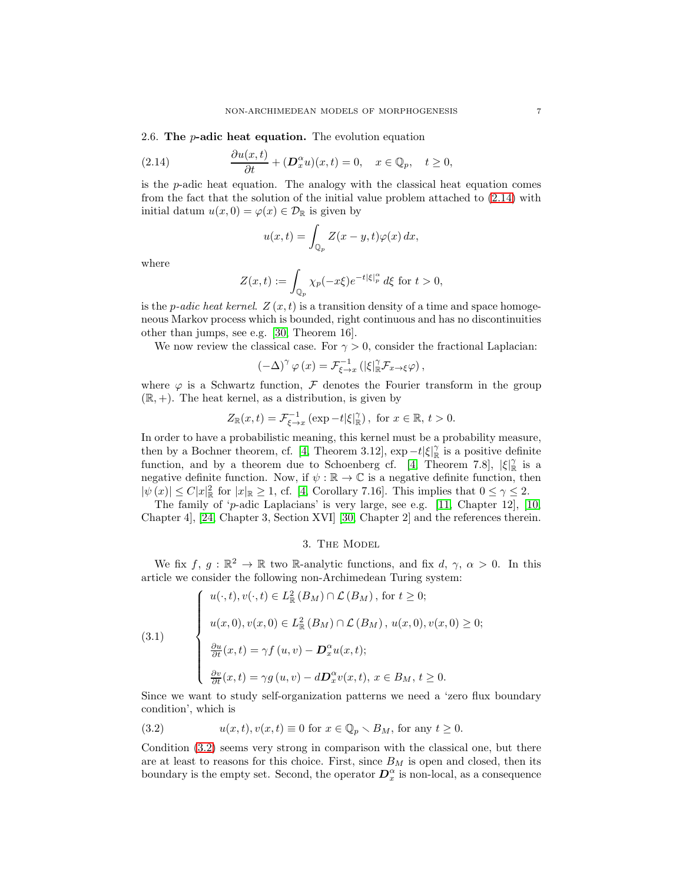### 2.6. **The $p$-adic heat equation.**

The evolution equation

$$\frac{\partial u(x,t)}{\partial t}+(\boldsymbol{D}_{x}^{\alpha}u)(x,t)=0,\quad x\in\mathbb{Q}_{p},\quad t\geq0, \tag{2.14}$$

is the $p$-adic heat equation. The analogy with the classical heat equation comes from the fact that the solution of the initial value problem attached to (2.14) with initial datum $u(x,0)=\varphi(x)\in\mathcal{D}_{\mathbb{R}}$ is given by

$$u(x,t)=\int_{\mathbb{Q}_{p}}Z(x-y,t)\varphi(x)\,dx,$$

where

$$Z(x,t):=\int_{\mathbb{Q}_{p}}\chi_{p}(-x\xi)e^{-t|\xi|_{p}^{\alpha}}\,d\xi \text{ for } t>0,$$

is the *p-adic heat kernel*. $Z\left(x,t\right)$ is a transition density of a time and space homogeneous Markov process which is bounded, right continuous and has no discontinuities other than jumps, see e.g. [30, Theorem 16].

We now review the classical case. For $\gamma>0$, consider the fractional Laplacian:

$$\left(-\Delta\right)^{\gamma}\varphi\left(x\right)=\mathcal{F}_{\xi\rightarrow x}^{-1}\left(|\xi|_{\mathbb{R}}^{\gamma}\mathcal{F}_{x\rightarrow\xi}\varphi\right),$$

where $\varphi$ is a Schwartz function, $\mathcal{F}$ denotes the Fourier transform in the group $(\mathbb{R},+)$. The heat kernel, as a distribution, is given by

$$Z_{\mathbb{R}}(x,t)=\mathcal{F}_{\xi\rightarrow x}^{-1}\left(\exp -t|\xi|_{\mathbb{R}}^{\gamma}\right), \text{ for } x\in\mathbb{R},\ t>0.$$

In order to have a probabilistic meaning, this kernel must be a probability measure, then by a Bochner theorem, cf. [4, Theorem 3.12], $\exp -t|\xi|_{\mathbb{R}}^{\gamma}$ is a positive definite function, and by a theorem due to Schoenberg cf. [4, Theorem 7.8], $|\xi|_{\mathbb{R}}^{\gamma}$ is a negative definite function. Now, if $\psi:\mathbb{R}\rightarrow\mathbb{C}$ is a negative definite function, then $|\psi\left(x\right)|\leq C|x|_{\mathbb{R}}^{2}$ for $|x|_{\mathbb{R}}\geq1$, cf. [4, Corollary 7.16]. This implies that $0\leq\gamma\leq2$.

The family of '$p$-adic Laplacians' is very large, see e.g. [11, Chapter 12], [10, Chapter 4], [24, Chapter 3, Section XVI] [30, Chapter 2] and the references therein.

## 3. The Model

We fix $f,\ g:\mathbb{R}^{2}\rightarrow\mathbb{R}$ two $\mathbb{R}$-analytic functions, and fix $d,\ \gamma,\ \alpha>0$. In this article we consider the following non-Archimedean Turing system:

$$\begin{cases} u(\cdot,t),v(\cdot,t)\in L_{\mathbb{R}}^{2}\left(B_{M}\right)\cap\mathcal{L}\left(B_{M}\right), \text{ for } t\geq0;\\[1ex] u(x,0),v(x,0)\in L_{\mathbb{R}}^{2}\left(B_{M}\right)\cap\mathcal{L}\left(B_{M}\right),\ u(x,0),v(x,0)\geq0;\\[1ex] \frac{\partial u}{\partial t}(x,t)=\gamma f\left(u,v\right)-\boldsymbol{D}_{x}^{\alpha}u(x,t);\\[1ex] \frac{\partial v}{\partial t}(x,t)=\gamma g\left(u,v\right)-d\boldsymbol{D}_{x}^{\alpha}v(x,t),\ x\in B_{M},\ t\geq0. \end{cases} \tag{3.1}$$

Since we want to study self-organization patterns we need a 'zero flux boundary condition', which is

$$u(x,t),v(x,t)\equiv0 \text{ for } x\in\mathbb{Q}_{p}\smallsetminus B_{M}, \text{ for any } t\geq0. \tag{3.2}$$

Condition (3.2) seems very strong in comparison with the classical one, but there are at least to reasons for this choice. First, since $B_{M}$ is open and closed, then its boundary is the empty set. Second, the operator $\boldsymbol{D}_{x}^{\alpha}$ is non-local, as a consequence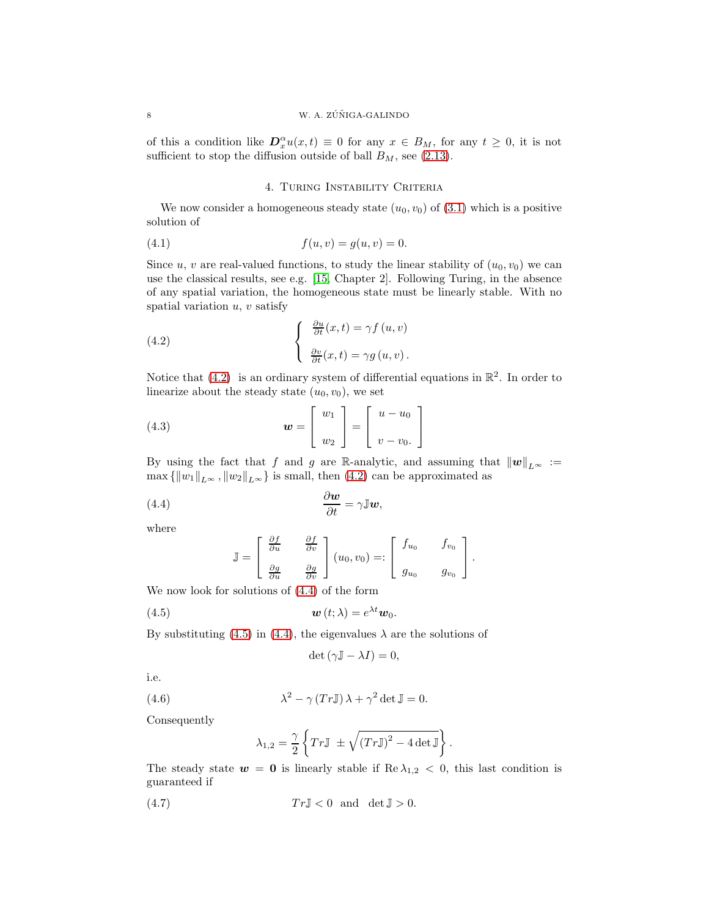of this a condition like $\boldsymbol{D}_x^{\alpha} u(x,t) \equiv 0$ for any $x \in B_M$, for any $t \geq 0$, it is not sufficient to stop the diffusion outside of ball $B_M$, see (2.13).

## 4. Turing Instability Criteria

We now consider a homogeneous steady state $(u_0, v_0)$ of (3.1) which is a positive solution of

$$f(u,v) = g(u,v) = 0. \tag{4.1}$$

Since $u$, $v$ are real-valued functions, to study the linear stability of $(u_0, v_0)$ we can use the classical results, see e.g. [15, Chapter 2]. Following Turing, in the absence of any spatial variation, the homogeneous state must be linearly stable. With no spatial variation $u$, $v$ satisfy

$$\begin{cases} \frac{\partial u}{\partial t}(x,t) = \gamma f(u,v) \\ \\ \frac{\partial v}{\partial t}(x,t) = \gamma g(u,v). \end{cases} \tag{4.2}$$

Notice that (4.2) is an ordinary system of differential equations in $\mathbb{R}^2$. In order to linearize about the steady state $(u_0, v_0)$, we set

$$\boldsymbol{w} = \begin{bmatrix} w_1 \\ \\ w_2 \end{bmatrix} = \begin{bmatrix} u - u_0 \\ \\ v - v_0. \end{bmatrix} \tag{4.3}$$

By using the fact that $f$ and $g$ are $\mathbb{R}$-analytic, and assuming that $\|\boldsymbol{w}\|_{L^\infty} := \max\{\|w_1\|_{L^\infty}, \|w_2\|_{L^\infty}\}$ is small, then (4.2) can be approximated as

$$\frac{\partial \boldsymbol{w}}{\partial t} = \gamma \mathbb{J} \boldsymbol{w}, \tag{4.4}$$

where

$$\mathbb{J} = \begin{bmatrix} \frac{\partial f}{\partial u} & \frac{\partial f}{\partial v} \\ \\ \frac{\partial g}{\partial u} & \frac{\partial g}{\partial v} \end{bmatrix} (u_0, v_0) =: \begin{bmatrix} f_{u_0} & f_{v_0} \\ \\ g_{u_0} & g_{v_0} \end{bmatrix}.$$

We now look for solutions of (4.4) of the form

$$\boldsymbol{w}(t;\lambda) = e^{\lambda t} \boldsymbol{w}_0. \tag{4.5}$$

By substituting (4.5) in (4.4), the eigenvalues $\lambda$ are the solutions of

$$\det(\gamma \mathbb{J} - \lambda I) = 0,$$

i.e.

$$\lambda^2 - \gamma (Tr\mathbb{J}) \lambda + \gamma^2 \det \mathbb{J} = 0. \tag{4.6}$$

Consequently

$$\lambda_{1,2} = \frac{\gamma}{2} \left\{ Tr\mathbb{J} \pm \sqrt{(Tr\mathbb{J})^2 - 4 \det \mathbb{J}} \right\}.$$

The steady state $\boldsymbol{w} = \boldsymbol{0}$ is linearly stable if $\operatorname{Re} \lambda_{1,2} < 0$, this last condition is guaranteed if

$$Tr\mathbb{J} < 0 \text{ and } \det \mathbb{J} > 0. \tag{4.7}$$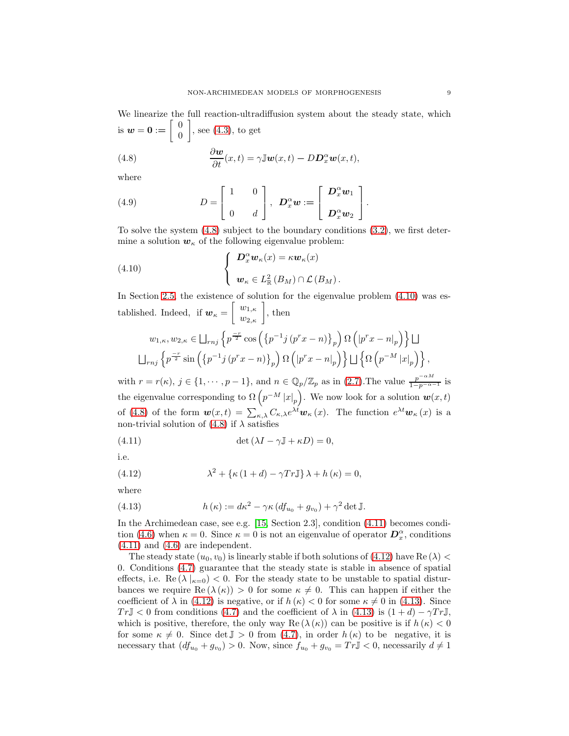We linearize the full reaction-ultradiffusion system about the steady state, which is $\boldsymbol{w} = \boldsymbol{0} := \begin{bmatrix} 0 \\ 0 \end{bmatrix}$, see (4.3), to get

$$\frac{\partial \boldsymbol{w}}{\partial t}(x,t) = \gamma \mathbb{J}\boldsymbol{w}(x,t) - D\boldsymbol{D}_x^{\alpha}\boldsymbol{w}(x,t), \tag{4.8}$$

where

$$D = \begin{bmatrix} 1 & 0 \\ 0 & d \end{bmatrix}, \;\; \boldsymbol{D}_x^{\alpha}\boldsymbol{w} := \begin{bmatrix} \boldsymbol{D}_x^{\alpha}\boldsymbol{w}_1 \\ \boldsymbol{D}_x^{\alpha}\boldsymbol{w}_2 \end{bmatrix}. \tag{4.9}$$

To solve the system (4.8) subject to the boundary conditions (3.2), we first determine a solution $\boldsymbol{w}_{\kappa}$ of the following eigenvalue problem:

$$\begin{cases} \boldsymbol{D}_x^{\alpha}\boldsymbol{w}_{\kappa}(x) = \kappa \boldsymbol{w}_{\kappa}(x) \\ \boldsymbol{w}_{\kappa} \in L^2_{\mathbb{R}}(B_M) \cap \mathcal{L}(B_M). \end{cases} \tag{4.10}$$

In Section 2.5, the existence of solution for the eigenvalue problem (4.10) was established. Indeed, if $\boldsymbol{w}_{\kappa} = \begin{bmatrix} w_{1,\kappa} \\ w_{2,\kappa} \end{bmatrix}$, then

$$w_{1,\kappa}, w_{2,\kappa} \in \bigsqcup_{rnj} \left\{ p^{\frac{-r}{2}} \cos\left( \left\{ p^{-1} j \left( p^r x - n \right) \right\}_p \right) \Omega\left( |p^r x - n|_p \right) \right\} \bigsqcup$$
$$\bigsqcup_{rnj} \left\{ p^{\frac{-r}{2}} \sin\left( \left\{ p^{-1} j \left( p^r x - n \right) \right\}_p \right) \Omega\left( |p^r x - n|_p \right) \right\} \bigsqcup \left\{ \Omega\left( p^{-M} |x|_p \right) \right\},$$

with $r = r(\kappa)$, $j \in \{1, \cdots, p-1\}$, and $n \in \mathbb{Q}_p/\mathbb{Z}_p$ as in (2.7).The value $\frac{p^{-\alpha M}}{1-p^{-\alpha-1}}$ is the eigenvalue corresponding to $\Omega\left(p^{-M}|x|_p\right)$. We now look for a solution $\boldsymbol{w}(x,t)$ of (4.8) of the form $\boldsymbol{w}(x,t) = \sum_{\kappa,\lambda} C_{\kappa,\lambda} e^{\lambda t} \boldsymbol{w}_{\kappa}(x)$. The function $e^{\lambda t}\boldsymbol{w}_{\kappa}(x)$ is a non-trivial solution of (4.8) if $\lambda$ satisfies

$$\det\left(\lambda I - \gamma \mathbb{J} + \kappa D\right) = 0, \tag{4.11}$$

i.e.

$$\lambda^2 + \left\{ \kappa(1+d) - \gamma Tr \mathbb{J} \right\} \lambda + h(\kappa) = 0, \tag{4.12}$$

where

$$h(\kappa) := d\kappa^2 - \gamma \kappa \left( d f_{u_0} + g_{v_0} \right) + \gamma^2 \det \mathbb{J}. \tag{4.13}$$

In the Archimedean case, see e.g. [15, Section 2.3], condition (4.11) becomes condition (4.6) when $\kappa = 0$. Since $\kappa = 0$ is not an eigenvalue of operator $\boldsymbol{D}_x^{\alpha}$, conditions (4.11) and (4.6) are independent.

The steady state $(u_0, v_0)$ is linearly stable if both solutions of (4.12) have $\operatorname{Re}(\lambda) < 0$. Conditions (4.7) guarantee that the steady state is stable in absence of spatial effects, i.e. $\operatorname{Re}(\lambda\,|_{\kappa=0}) < 0$. For the steady state to be unstable to spatial disturbances we require $\operatorname{Re}(\lambda(\kappa)) > 0$ for some $\kappa \neq 0$. This can happen if either the coefficient of $\lambda$ in (4.12) is negative, or if $h(\kappa) < 0$ for some $\kappa \neq 0$ in (4.13). Since $Tr\mathbb{J} < 0$ from conditions (4.7) and the coefficient of $\lambda$ in (4.13) is $(1+d) - \gamma Tr\mathbb{J}$, which is positive, therefore, the only way $\operatorname{Re}(\lambda(\kappa))$ can be positive is if $h(\kappa) < 0$ for some $\kappa \neq 0$. Since $\det \mathbb{J} > 0$ from (4.7), in order $h(\kappa)$ to be negative, it is necessary that $(df_{u_0} + g_{v_0}) > 0$. Now, since $f_{u_0} + g_{v_0} = Tr\mathbb{J} < 0$, necessarily $d \neq 1$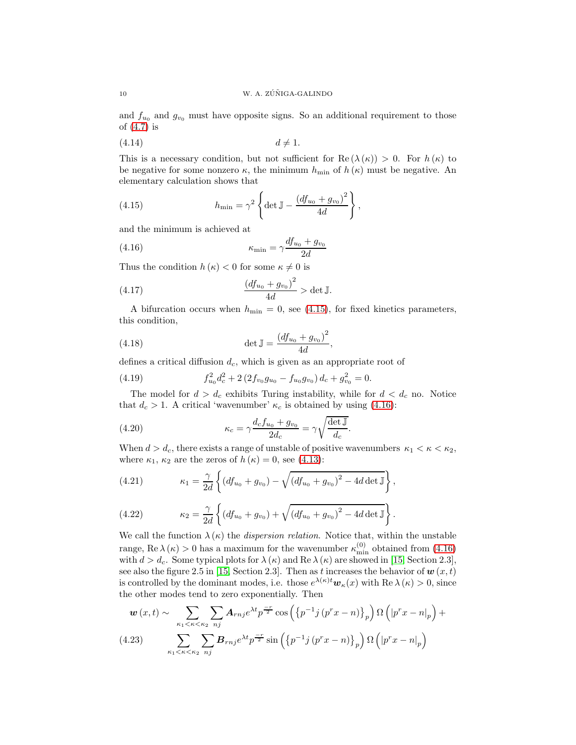and $f_{u_0}$ and $g_{v_0}$ must have opposite signs. So an additional requirement to those of (4.7) is

$$d \neq 1. \tag{4.14}$$

This is a necessary condition, but not sufficient for $\operatorname{Re}(\lambda(\kappa)) > 0$. For $h(\kappa)$ to be negative for some nonzero $\kappa$, the minimum $h_{\min}$ of $h(\kappa)$ must be negative. An elementary calculation shows that

$$h_{\min} = \gamma^2 \left\{ \det \mathbb{J} - \frac{(df_{u_0} + g_{v_0})^2}{4d} \right\}, \tag{4.15}$$

and the minimum is achieved at

$$\kappa_{\min} = \gamma \frac{df_{u_0} + g_{v_0}}{2d} \tag{4.16}$$

Thus the condition $h(\kappa) < 0$ for some $\kappa \neq 0$ is

$$\frac{(df_{u_0} + g_{v_0})^2}{4d} > \det \mathbb{J}. \tag{4.17}$$

A bifurcation occurs when $h_{\min} = 0$, see (4.15), for fixed kinetics parameters, this condition,

$$\det \mathbb{J} = \frac{(df_{u_0} + g_{v_0})^2}{4d}, \tag{4.18}$$

defines a critical diffusion $d_c$, which is given as an appropriate root of

$$f_{u_0}^2 d_c^2 + 2(2f_{v_0} g_{u_0} - f_{u_0} g_{v_0}) d_c + g_{v_0}^2 = 0. \tag{4.19}$$

The model for $d > d_c$ exhibits Turing instability, while for $d < d_c$ no. Notice that $d_c > 1$. A critical 'wavenumber' $\kappa_c$ is obtained by using (4.16):

$$\kappa_c = \gamma \frac{d_c f_{u_0} + g_{v_0}}{2d_c} = \gamma \sqrt{\frac{\det \mathbb{J}}{d_c}}. \tag{4.20}$$

When $d > d_c$, there exists a range of unstable of positive wavenumbers $\kappa_1 < \kappa < \kappa_2$, where $\kappa_1$, $\kappa_2$ are the zeros of $h(\kappa) = 0$, see (4.13):

$$\kappa_1 = \frac{\gamma}{2d} \left\{ (df_{u_0} + g_{v_0}) - \sqrt{(df_{u_0} + g_{v_0})^2 - 4d \det \mathbb{J}} \right\}, \tag{4.21}$$

$$\kappa_2 = \frac{\gamma}{2d} \left\{ (df_{u_0} + g_{v_0}) + \sqrt{(df_{u_0} + g_{v_0})^2 - 4d \det \mathbb{J}} \right\}. \tag{4.22}$$

We call the function $\lambda(\kappa)$ the *dispersion relation*. Notice that, within the unstable range, $\operatorname{Re} \lambda(\kappa) > 0$ has a maximum for the wavenumber $\kappa_{\min}^{(0)}$ obtained from (4.16) with $d > d_c$. Some typical plots for $\lambda(\kappa)$ and $\operatorname{Re} \lambda(\kappa)$ are showed in [15, Section 2.3], see also the figure 2.5 in [15, Section 2.3]. Then as $t$ increases the behavior of $\boldsymbol{w}(x,t)$ is controlled by the dominant modes, i.e. those $e^{\lambda(\kappa)t} \boldsymbol{w}_\kappa(x)$ with $\operatorname{Re} \lambda(\kappa) > 0$, since the other modes tend to zero exponentially. Then

$$\begin{aligned} \boldsymbol{w}(x,t) \sim & \sum_{\kappa_1 < \kappa < \kappa_2} \sum_{nj} \boldsymbol{A}_{rnj} e^{\lambda t} p^{\frac{-r}{2}} \cos\left( \left\{ p^{-1} j (p^r x - n) \right\}_p \right) \Omega\left( |p^r x - n|_p \right) + \\ & \sum_{\kappa_1 < \kappa < \kappa_2} \sum_{nj} \boldsymbol{B}_{rnj} e^{\lambda t} p^{\frac{-r}{2}} \sin\left( \left\{ p^{-1} j (p^r x - n) \right\}_p \right) \Omega\left( |p^r x - n|_p \right) \end{aligned} \tag{4.23}$$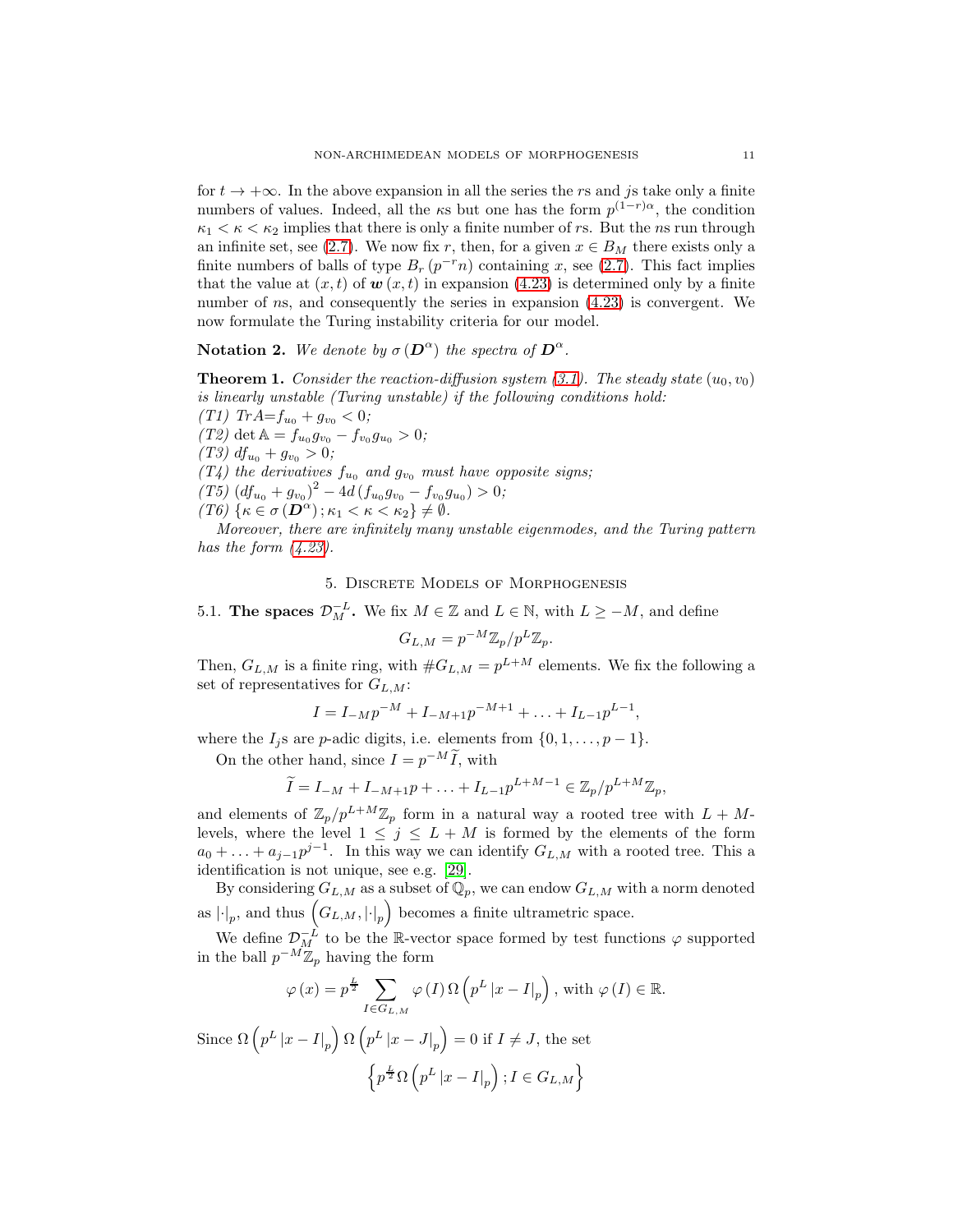for $t \to +\infty$. In the above expansion in all the series the $r$s and $j$s take only a finite numbers of values. Indeed, all the $\kappa$s but one has the form $p^{(1-r)\alpha}$, the condition $\kappa_1 < \kappa < \kappa_2$ implies that there is only a finite number of $r$s. But the $n$s run through an infinite set, see (2.7). We now fix $r$, then, for a given $x \in B_M$ there exists only a finite numbers of balls of type $B_r(p^{-r}n)$ containing $x$, see (2.7). This fact implies that the value at $(x,t)$ of $\boldsymbol{w}(x,t)$ in expansion (4.23) is determined only by a finite number of $n$s, and consequently the series in expansion (4.23) is convergent. We now formulate the Turing instability criteria for our model.

**Notation 2.** *We denote by $\sigma(\boldsymbol{D}^{\alpha})$ the spectra of $\boldsymbol{D}^{\alpha}$.*

**Theorem 1.** *Consider the reaction-diffusion system (3.1). The steady state $(u_0, v_0)$ is linearly unstable (Turing unstable) if the following conditions hold:*
*(T1) $TrA = f_{u_0} + g_{v_0} < 0$;*
*(T2) $\det \mathbb{A} = f_{u_0}g_{v_0} - f_{v_0}g_{u_0} > 0$;*
*(T3) $df_{u_0} + g_{v_0} > 0$;*
*(T4) the derivatives $f_{u_0}$ and $g_{v_0}$ must have opposite signs;*
*(T5) $(df_{u_0} + g_{v_0})^2 - 4d(f_{u_0}g_{v_0} - f_{v_0}g_{u_0}) > 0$;*
*(T6) $\{\kappa \in \sigma(\boldsymbol{D}^{\alpha}); \kappa_1 < \kappa < \kappa_2\} \neq \emptyset$.*

*Moreover, there are infinitely many unstable eigenmodes, and the Turing pattern has the form (4.23).*

## 5. Discrete Models of Morphogenesis

5.1. **The spaces $\mathcal{D}_M^{-L}$.** We fix $M \in \mathbb{Z}$ and $L \in \mathbb{N}$, with $L \geq -M$, and define

$$G_{L,M} = p^{-M}\mathbb{Z}_p / p^L\mathbb{Z}_p.$$

Then, $G_{L,M}$ is a finite ring, with $\#G_{L,M} = p^{L+M}$ elements. We fix the following a set of representatives for $G_{L,M}$:

$$I = I_{-M}p^{-M} + I_{-M+1}p^{-M+1} + \ldots + I_{L-1}p^{L-1},$$

where the $I_j$s are $p$-adic digits, i.e. elements from $\{0, 1, \ldots, p-1\}$.

On the other hand, since $I = p^{-M}\widetilde{I}$, with

$$\widetilde{I} = I_{-M} + I_{-M+1}p + \ldots + I_{L-1}p^{L+M-1} \in \mathbb{Z}_p / p^{L+M}\mathbb{Z}_p,$$

and elements of $\mathbb{Z}_p / p^{L+M}\mathbb{Z}_p$ form in a natural way a rooted tree with $L+M$-levels, where the level $1 \leq j \leq L+M$ is formed by the elements of the form $a_0 + \ldots + a_{j-1}p^{j-1}$. In this way we can identify $G_{L,M}$ with a rooted tree. This a identification is not unique, see e.g. [29].

By considering $G_{L,M}$ as a subset of $\mathbb{Q}_p$, we can endow $G_{L,M}$ with a norm denoted as $|\cdot|_p$, and thus $\left(G_{L,M}, |\cdot|_p\right)$ becomes a finite ultrametric space.

We define $\mathcal{D}_M^{-L}$ to be the $\mathbb{R}$-vector space formed by test functions $\varphi$ supported in the ball $p^{-M}\mathbb{Z}_p$ having the form

$$\varphi(x) = p^{\frac{L}{2}} \sum_{I \in G_{L,M}} \varphi(I)\, \Omega\left(p^L |x - I|_p\right), \text{ with } \varphi(I) \in \mathbb{R}.$$

Since $\Omega\left(p^L |x - I|_p\right)\Omega\left(p^L |x - J|_p\right) = 0$ if $I \neq J$, the set

$$\left\{p^{\frac{L}{2}}\Omega\left(p^L |x - I|_p\right); I \in G_{L,M}\right\}$$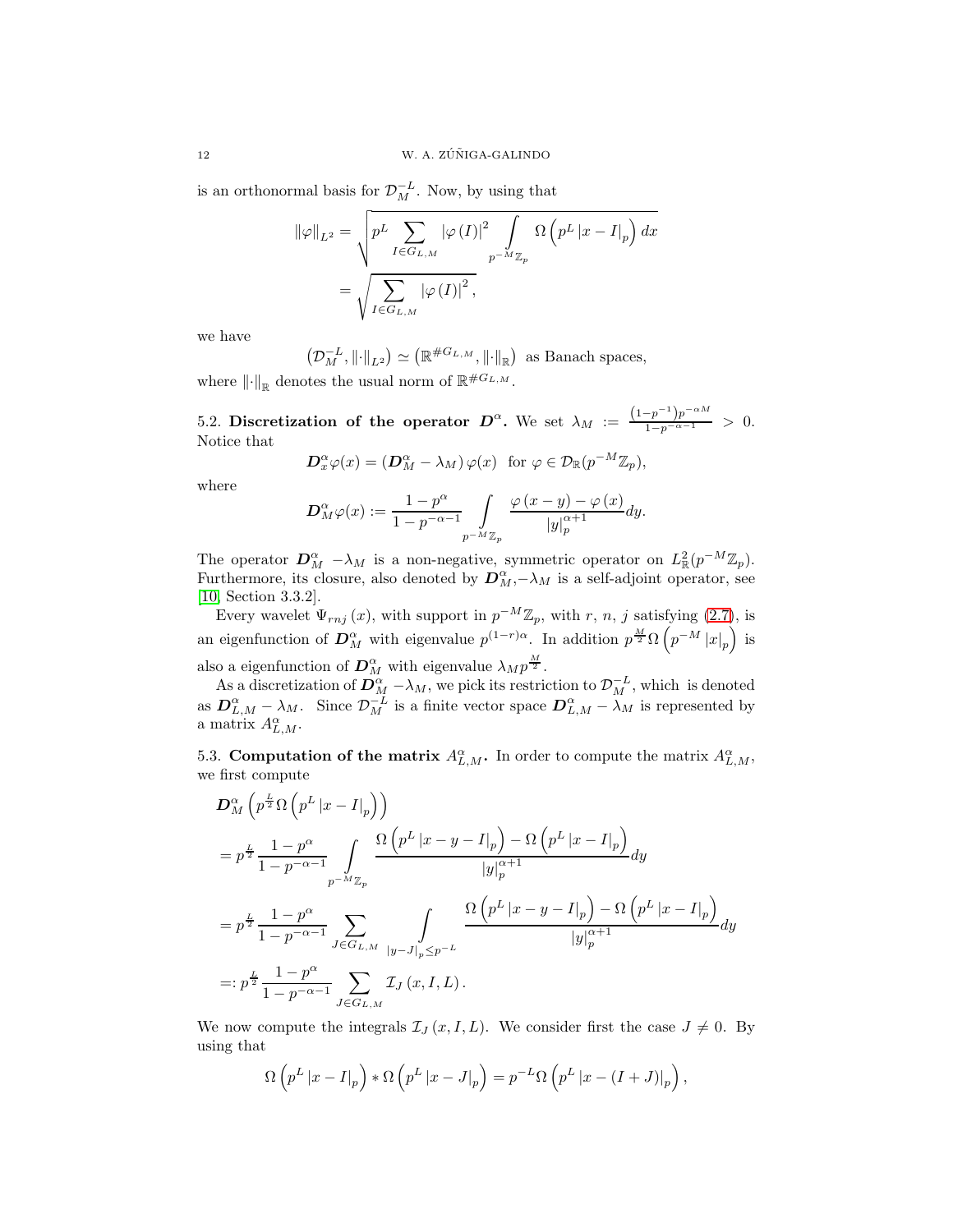is an orthonormal basis for $\mathcal{D}_M^{-L}$. Now, by using that

$$\|\varphi\|_{L^2} = \sqrt{p^L \sum_{I \in G_{L,M}} |\varphi(I)|^2 \int_{p^{-M}\mathbb{Z}_p} \Omega\left(p^L |x-I|_p\right) dx} = \sqrt{\sum_{I \in G_{L,M}} |\varphi(I)|^2},$$

we have

$$\left(\mathcal{D}_M^{-L}, \|\cdot\|_{L^2}\right) \simeq \left(\mathbb{R}^{\# G_{L,M}}, \|\cdot\|_{\mathbb{R}}\right) \text{ as Banach spaces,}$$

where $\|\cdot\|_{\mathbb{R}}$ denotes the usual norm of $\mathbb{R}^{\# G_{L,M}}$.

5.2. **Discretization of the operator $\boldsymbol{D}^\alpha$.** We set $\lambda_M := \frac{(1-p^{-1})p^{-\alpha M}}{1-p^{-\alpha-1}} > 0$. Notice that

$$\boldsymbol{D}_x^\alpha \varphi(x) = \left(\boldsymbol{D}_M^\alpha - \lambda_M\right) \varphi(x) \text{ for } \varphi \in \mathcal{D}_{\mathbb{R}}(p^{-M}\mathbb{Z}_p),$$

where

$$\boldsymbol{D}_M^\alpha \varphi(x) := \frac{1-p^\alpha}{1-p^{-\alpha-1}} \int_{p^{-M}\mathbb{Z}_p} \frac{\varphi(x-y) - \varphi(x)}{|y|_p^{\alpha+1}} dy.$$

The operator $\boldsymbol{D}_M^\alpha - \lambda_M$ is a non-negative, symmetric operator on $L^2_{\mathbb{R}}(p^{-M}\mathbb{Z}_p)$. Furthermore, its closure, also denoted by $\boldsymbol{D}_M^\alpha - \lambda_M$ is a self-adjoint operator, see [10, Section 3.3.2].

Every wavelet $\Psi_{rnj}(x)$, with support in $p^{-M}\mathbb{Z}_p$, with $r$, $n$, $j$ satisfying (2.7), is an eigenfunction of $\boldsymbol{D}_M^\alpha$ with eigenvalue $p^{(1-r)\alpha}$. In addition $p^{\frac{M}{2}}\Omega\left(p^{-M}|x|_p\right)$ is also a eigenfunction of $\boldsymbol{D}_M^\alpha$ with eigenvalue $\lambda_M p^{\frac{M}{2}}$.

As a discretization of $\boldsymbol{D}_M^\alpha - \lambda_M$, we pick its restriction to $\mathcal{D}_M^{-L}$, which is denoted as $\boldsymbol{D}_{L,M}^\alpha - \lambda_M$. Since $\mathcal{D}_M^{-L}$ is a finite vector space $\boldsymbol{D}_{L,M}^\alpha - \lambda_M$ is represented by a matrix $A_{L,M}^\alpha$.

5.3. **Computation of the matrix $A_{L,M}^\alpha$.** In order to compute the matrix $A_{L,M}^\alpha$, we first compute

$$\begin{aligned}
&\boldsymbol{D}_M^\alpha\left(p^{\frac{L}{2}}\Omega\left(p^L|x-I|_p\right)\right) \\
&= p^{\frac{L}{2}}\frac{1-p^\alpha}{1-p^{-\alpha-1}} \int_{p^{-M}\mathbb{Z}_p} \frac{\Omega\left(p^L|x-y-I|_p\right) - \Omega\left(p^L|x-I|_p\right)}{|y|_p^{\alpha+1}} dy \\
&= p^{\frac{L}{2}}\frac{1-p^\alpha}{1-p^{-\alpha-1}} \sum_{J \in G_{L,M}} \int_{|y-J|_p \leq p^{-L}} \frac{\Omega\left(p^L|x-y-I|_p\right) - \Omega\left(p^L|x-I|_p\right)}{|y|_p^{\alpha+1}} dy \\
&=: p^{\frac{L}{2}}\frac{1-p^\alpha}{1-p^{-\alpha-1}} \sum_{J \in G_{L,M}} \mathcal{I}_J(x, I, L).
\end{aligned}$$

We now compute the integrals $\mathcal{I}_J(x, I, L)$. We consider first the case $J \neq 0$. By using that

$$\Omega\left(p^L|x-I|_p\right) * \Omega\left(p^L|x-J|_p\right) = p^{-L}\Omega\left(p^L|x-(I+J)|_p\right),$$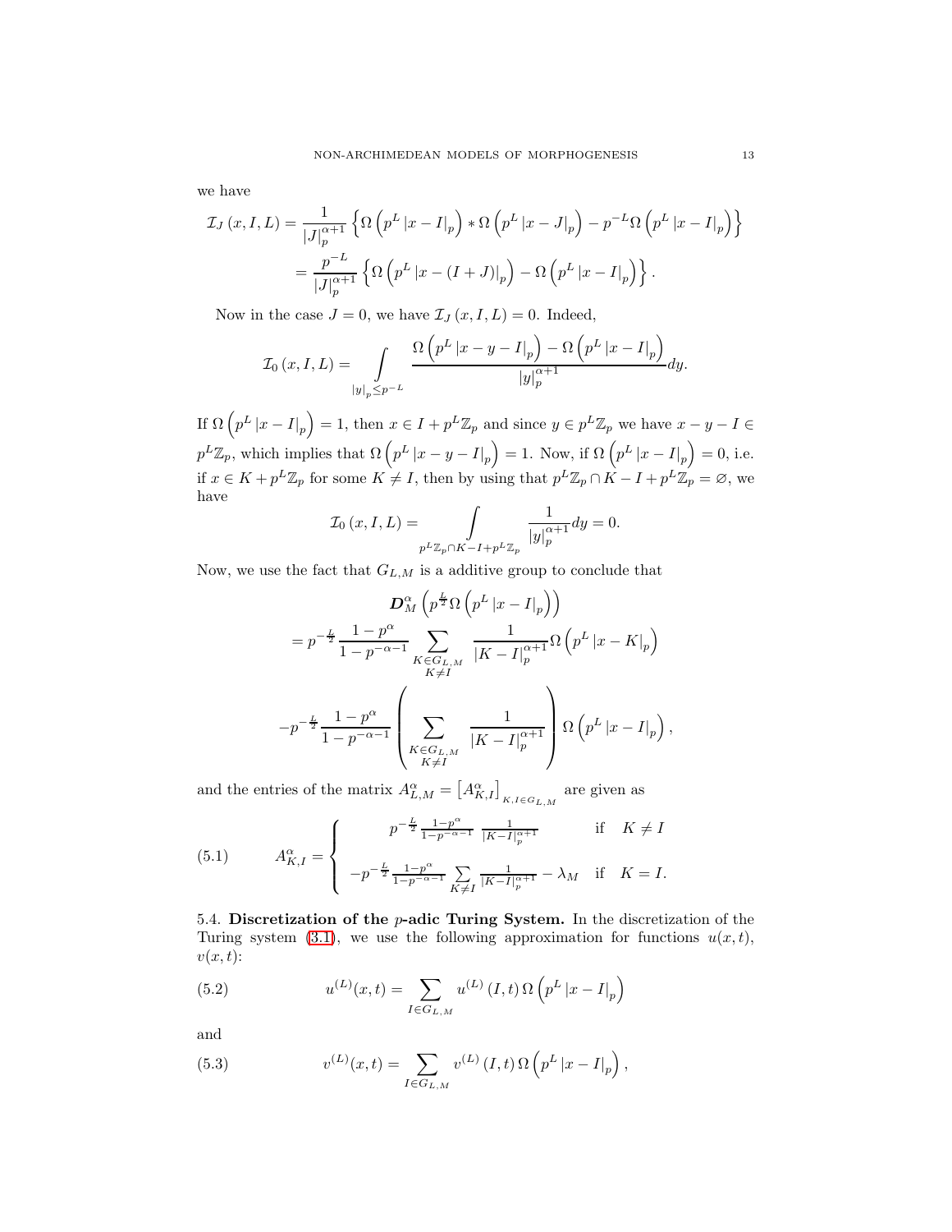we have

$$
\begin{aligned}
\mathcal{I}_J(x, I, L) &= \frac{1}{|J|_p^{\alpha+1}} \left\{ \Omega\left(p^L |x - I|_p\right) * \Omega\left(p^L |x - J|_p\right) - p^{-L} \Omega\left(p^L |x - I|_p\right) \right\} \\
&= \frac{p^{-L}}{|J|_p^{\alpha+1}} \left\{ \Omega\left(p^L |x - (I + J)|_p\right) - \Omega\left(p^L |x - I|_p\right) \right\}.
\end{aligned}
$$

Now in the case $J = 0$, we have $\mathcal{I}_J(x, I, L) = 0$. Indeed,

$$
\mathcal{I}_0(x, I, L) = \int\limits_{|y|_p \leq p^{-L}} \frac{\Omega\left(p^L |x - y - I|_p\right) - \Omega\left(p^L |x - I|_p\right)}{|y|_p^{\alpha+1}} dy.
$$

If $\Omega\left(p^L |x - I|_p\right) = 1$, then $x \in I + p^L \mathbb{Z}_p$ and since $y \in p^L \mathbb{Z}_p$ we have $x - y - I \in p^L \mathbb{Z}_p$, which implies that $\Omega\left(p^L |x - y - I|_p\right) = 1$. Now, if $\Omega\left(p^L |x - I|_p\right) = 0$, i.e. if $x \in K + p^L \mathbb{Z}_p$ for some $K \neq I$, then by using that $p^L \mathbb{Z}_p \cap K - I + p^L \mathbb{Z}_p = \varnothing$, we have

$$
\mathcal{I}_0(x, I, L) = \int\limits_{p^L \mathbb{Z}_p \cap K - I + p^L \mathbb{Z}_p} \frac{1}{|y|_p^{\alpha+1}} dy = 0.
$$

Now, we use the fact that $G_{L,M}$ is a additive group to conclude that

$$
\begin{aligned}
&\boldsymbol{D}_M^\alpha \left( p^{\frac{L}{2}} \Omega\left(p^L |x - I|_p\right) \right) \\
&= p^{-\frac{L}{2}} \frac{1 - p^\alpha}{1 - p^{-\alpha-1}} \sum_{\substack{K \in G_{L,M} \\ K \neq I}} \frac{1}{|K - I|_p^{\alpha+1}} \Omega\left(p^L |x - K|_p\right) \\
&- p^{-\frac{L}{2}} \frac{1 - p^\alpha}{1 - p^{-\alpha-1}} \left( \sum_{\substack{K \in G_{L,M} \\ K \neq I}} \frac{1}{|K - I|_p^{\alpha+1}} \right) \Omega\left(p^L |x - I|_p\right),
\end{aligned}
$$

and the entries of the matrix $A_{L,M}^\alpha = \left[A_{K,I}^\alpha\right]_{K, I \in G_{L,M}}$ are given as

$$
A_{K,I}^\alpha = \begin{cases} p^{-\frac{L}{2}} \frac{1 - p^\alpha}{1 - p^{-\alpha-1}} \frac{1}{|K - I|_p^{\alpha+1}} & \text{if} \quad K \neq I \\ -p^{-\frac{L}{2}} \frac{1 - p^\alpha}{1 - p^{-\alpha-1}} \sum\limits_{K \neq I} \frac{1}{|K - I|_p^{\alpha+1}} - \lambda_M & \text{if} \quad K = I. \end{cases} \tag{5.1}
$$

**5.4. Discretization of the $p$-adic Turing System.** In the discretization of the Turing system (3.1), we use the following approximation for functions $u(x, t)$, $v(x, t)$:

$$
u^{(L)}(x, t) = \sum_{I \in G_{L,M}} u^{(L)}(I, t) \, \Omega\left(p^L |x - I|_p\right) \tag{5.2}
$$

and

$$
v^{(L)}(x, t) = \sum_{I \in G_{L,M}} v^{(L)}(I, t) \, \Omega\left(p^L |x - I|_p\right), \tag{5.3}
$$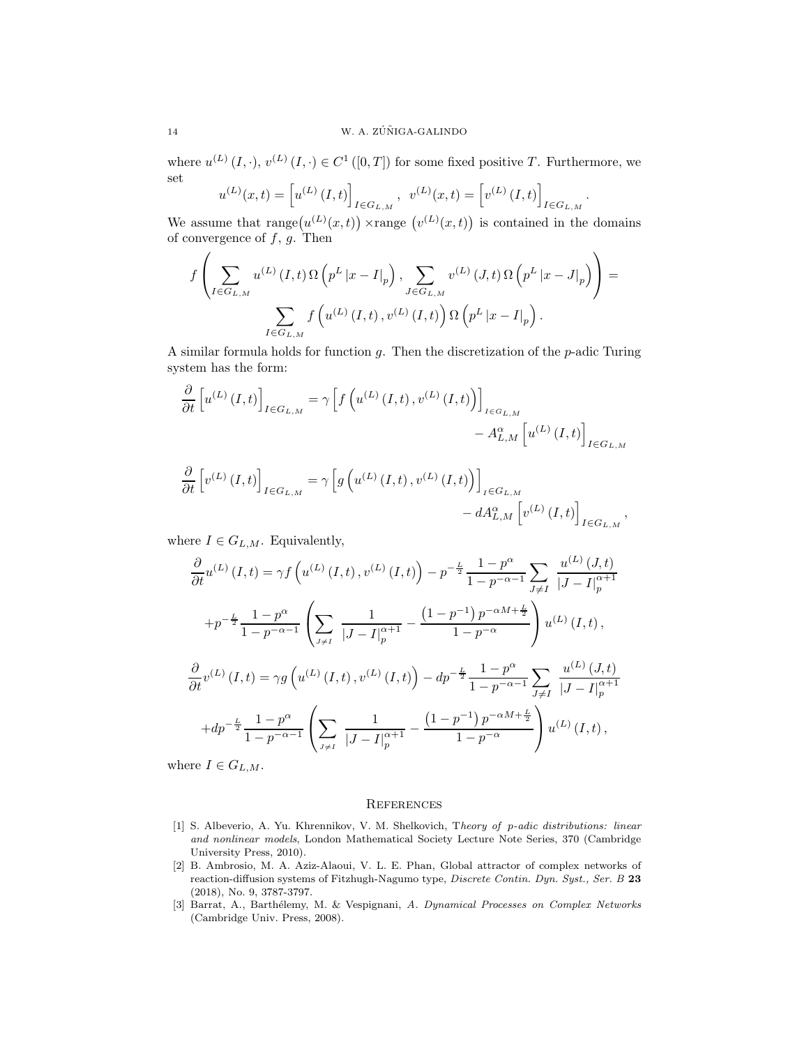where $u^{(L)}(I,\cdot)$, $v^{(L)}(I,\cdot) \in C^1([0,T])$ for some fixed positive $T$. Furthermore, we set

$$
u^{(L)}(x,t) = \left[u^{(L)}(I,t)\right]_{I\in G_{L,M}}, \quad v^{(L)}(x,t) = \left[v^{(L)}(I,t)\right]_{I\in G_{L,M}}.
$$

We assume that $\operatorname{range}\left(u^{(L)}(x,t)\right) \times \operatorname{range}\left(v^{(L)}(x,t)\right)$ is contained in the domains of convergence of $f$, $g$. Then

$$
f\left(\sum_{I\in G_{L,M}} u^{(L)}(I,t)\,\Omega\left(p^L|x-I|_p\right), \sum_{J\in G_{L,M}} v^{(L)}(J,t)\,\Omega\left(p^L|x-J|_p\right)\right) = \sum_{I\in G_{L,M}} f\left(u^{(L)}(I,t), v^{(L)}(I,t)\right)\Omega\left(p^L|x-I|_p\right).
$$

A similar formula holds for function $g$. Then the discretization of the $p$-adic Turing system has the form:

$$
\frac{\partial}{\partial t}\left[u^{(L)}(I,t)\right]_{I\in G_{L,M}} = \gamma\left[f\left(u^{(L)}(I,t), v^{(L)}(I,t)\right)\right]_{I\in G_{L,M}} - A^{\alpha}_{L,M}\left[u^{(L)}(I,t)\right]_{I\in G_{L,M}}
$$

$$
\frac{\partial}{\partial t}\left[v^{(L)}(I,t)\right]_{I\in G_{L,M}} = \gamma\left[g\left(u^{(L)}(I,t), v^{(L)}(I,t)\right)\right]_{I\in G_{L,M}} - dA^{\alpha}_{L,M}\left[v^{(L)}(I,t)\right]_{I\in G_{L,M}},
$$

where $I \in G_{L,M}$. Equivalently,

$$
\frac{\partial}{\partial t}u^{(L)}(I,t) = \gamma f\left(u^{(L)}(I,t), v^{(L)}(I,t)\right) - p^{-\frac{L}{2}}\frac{1-p^{\alpha}}{1-p^{-\alpha-1}}\sum_{J\neq I}\frac{u^{(L)}(J,t)}{|J-I|_p^{\alpha+1}}
$$

$$
+p^{-\frac{L}{2}}\frac{1-p^{\alpha}}{1-p^{-\alpha-1}}\left(\sum_{J\neq I}\frac{1}{|J-I|_p^{\alpha+1}} - \frac{\left(1-p^{-1}\right)p^{-\alpha M+\frac{L}{2}}}{1-p^{-\alpha}}\right)u^{(L)}(I,t),
$$

$$
\frac{\partial}{\partial t}v^{(L)}(I,t) = \gamma g\left(u^{(L)}(I,t), v^{(L)}(I,t)\right) - dp^{-\frac{L}{2}}\frac{1-p^{\alpha}}{1-p^{-\alpha-1}}\sum_{J\neq I}\frac{u^{(L)}(J,t)}{|J-I|_p^{\alpha+1}}
$$

$$
+dp^{-\frac{L}{2}}\frac{1-p^{\alpha}}{1-p^{-\alpha-1}}\left(\sum_{J\neq I}\frac{1}{|J-I|_p^{\alpha+1}} - \frac{\left(1-p^{-1}\right)p^{-\alpha M+\frac{L}{2}}}{1-p^{-\alpha}}\right)u^{(L)}(I,t),
$$

where $I \in G_{L,M}$.

## References

[1] S. Albeverio, A. Yu. Khrennikov, V. M. Shelkovich, T*heory of p-adic distributions: linear and nonlinear models*, London Mathematical Society Lecture Note Series, 370 (Cambridge University Press, 2010).

[2] B. Ambrosio, M. A. Aziz-Alaoui, V. L. E. Phan, Global attractor of complex networks of reaction-diffusion systems of Fitzhugh-Nagumo type, *Discrete Contin. Dyn. Syst., Ser. B* **23** (2018), No. 9, 3787-3797.

[3] Barrat, A., Barthélemy, M. & Vespignani, *A. Dynamical Processes on Complex Networks* (Cambridge Univ. Press, 2008).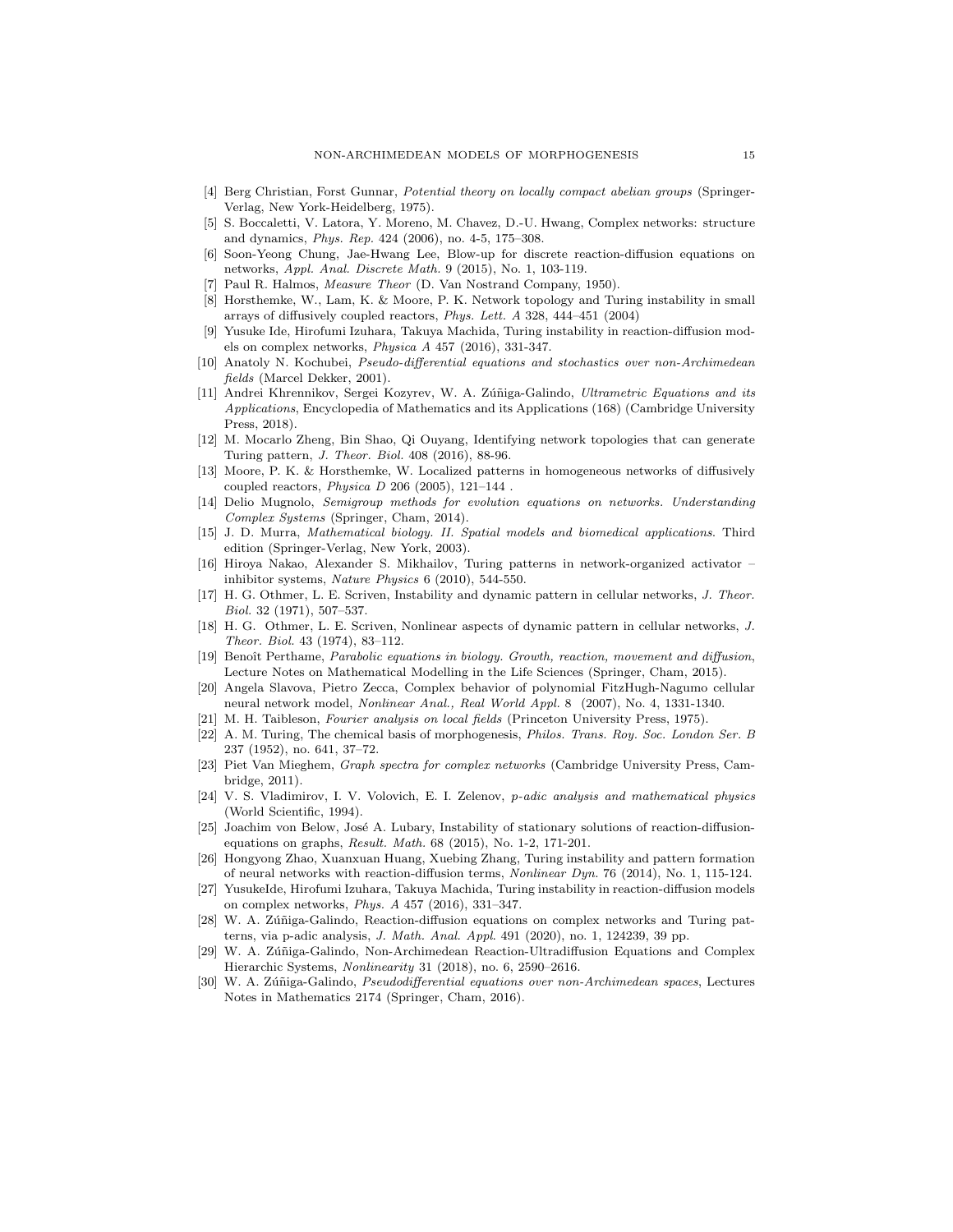[4] Berg Christian, Forst Gunnar, *Potential theory on locally compact abelian groups* (Springer-Verlag, New York-Heidelberg, 1975).

[5] S. Boccaletti, V. Latora, Y. Moreno, M. Chavez, D.-U. Hwang, Complex networks: structure and dynamics, *Phys. Rep.* 424 (2006), no. 4-5, 175–308.

[6] Soon-Yeong Chung, Jae-Hwang Lee, Blow-up for discrete reaction-diffusion equations on networks, *Appl. Anal. Discrete Math.* 9 (2015), No. 1, 103-119.

[7] Paul R. Halmos, *Measure Theor* (D. Van Nostrand Company, 1950).

[8] Horsthemke, W., Lam, K. & Moore, P. K. Network topology and Turing instability in small arrays of diffusively coupled reactors, *Phys. Lett. A* 328, 444–451 (2004)

[9] Yusuke Ide, Hirofumi Izuhara, Takuya Machida, Turing instability in reaction-diffusion models on complex networks, *Physica A* 457 (2016), 331-347.

[10] Anatoly N. Kochubei, *Pseudo-differential equations and stochastics over non-Archimedean fields* (Marcel Dekker, 2001).

[11] Andrei Khrennikov, Sergei Kozyrev, W. A. Zúñiga-Galindo, *Ultrametric Equations and its Applications*, Encyclopedia of Mathematics and its Applications (168) (Cambridge University Press, 2018).

[12] M. Mocarlo Zheng, Bin Shao, Qi Ouyang, Identifying network topologies that can generate Turing pattern, *J. Theor. Biol.* 408 (2016), 88-96.

[13] Moore, P. K. & Horsthemke, W. Localized patterns in homogeneous networks of diffusively coupled reactors, *Physica D* 206 (2005), 121–144 .

[14] Delio Mugnolo, *Semigroup methods for evolution equations on networks. Understanding Complex Systems* (Springer, Cham, 2014).

[15] J. D. Murra, *Mathematical biology. II. Spatial models and biomedical applications.* Third edition (Springer-Verlag, New York, 2003).

[16] Hiroya Nakao, Alexander S. Mikhailov, Turing patterns in network-organized activator – inhibitor systems, *Nature Physics* 6 (2010), 544-550.

[17] H. G. Othmer, L. E. Scriven, Instability and dynamic pattern in cellular networks, *J. Theor. Biol.* 32 (1971), 507–537.

[18] H. G. Othmer, L. E. Scriven, Nonlinear aspects of dynamic pattern in cellular networks, *J. Theor. Biol.* 43 (1974), 83–112.

[19] Benoît Perthame, *Parabolic equations in biology. Growth, reaction, movement and diffusion*, Lecture Notes on Mathematical Modelling in the Life Sciences (Springer, Cham, 2015).

[20] Angela Slavova, Pietro Zecca, Complex behavior of polynomial FitzHugh-Nagumo cellular neural network model, *Nonlinear Anal., Real World Appl.* 8 (2007), No. 4, 1331-1340.

[21] M. H. Taibleson, *Fourier analysis on local fields* (Princeton University Press, 1975).

[22] A. M. Turing, The chemical basis of morphogenesis, *Philos. Trans. Roy. Soc. London Ser. B* 237 (1952), no. 641, 37–72.

[23] Piet Van Mieghem, *Graph spectra for complex networks* (Cambridge University Press, Cambridge, 2011).

[24] V. S. Vladimirov, I. V. Volovich, E. I. Zelenov, *p-adic analysis and mathematical physics* (World Scientific, 1994).

[25] Joachim von Below, José A. Lubary, Instability of stationary solutions of reaction-diffusion-equations on graphs, *Result. Math.* 68 (2015), No. 1-2, 171-201.

[26] Hongyong Zhao, Xuanxuan Huang, Xuebing Zhang, Turing instability and pattern formation of neural networks with reaction-diffusion terms, *Nonlinear Dyn.* 76 (2014), No. 1, 115-124.

[27] YusukeIde, Hirofumi Izuhara, Takuya Machida, Turing instability in reaction-diffusion models on complex networks, *Phys. A* 457 (2016), 331–347.

[28] W. A. Zúñiga-Galindo, Reaction-diffusion equations on complex networks and Turing patterns, via p-adic analysis, *J. Math. Anal. Appl.* 491 (2020), no. 1, 124239, 39 pp.

[29] W. A. Zúñiga-Galindo, Non-Archimedean Reaction-Ultradiffusion Equations and Complex Hierarchic Systems, *Nonlinearity* 31 (2018), no. 6, 2590–2616.

[30] W. A. Zúñiga-Galindo, *Pseudodifferential equations over non-Archimedean spaces*, Lectures Notes in Mathematics 2174 (Springer, Cham, 2016).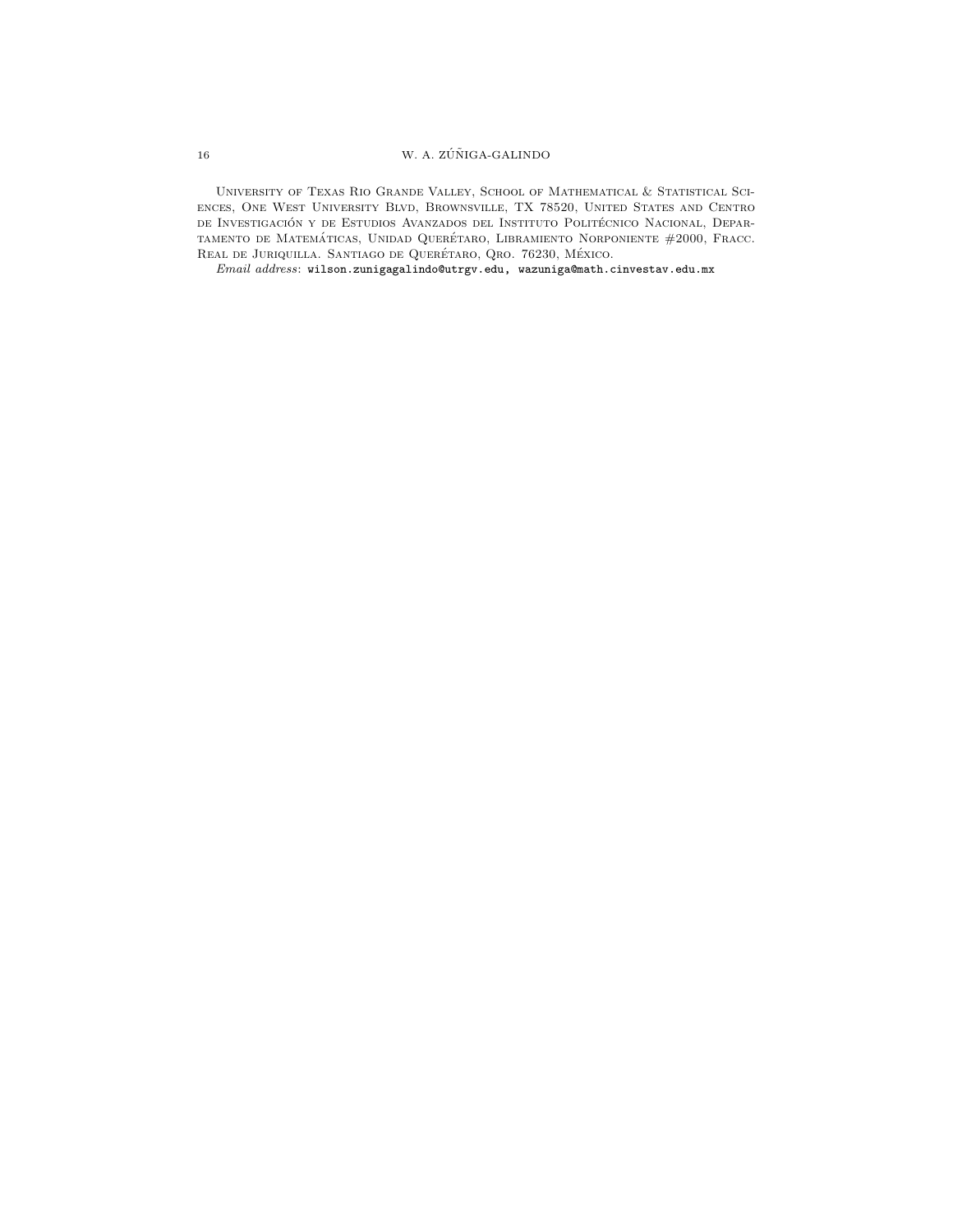University of Texas Rio Grande Valley, School of Mathematical & Statistical Sciences, One West University Blvd, Brownsville, TX 78520, United States and Centro de Investigación y de Estudios Avanzados del Instituto Politécnico Nacional, Departamento de Matemáticas, Unidad Querétaro, Libramiento Norponiente #2000, Fracc. Real de Juriquilla. Santiago de Querétaro, Qro. 76230, México.

*Email address*: `wilson.zunigagalindo@utrgv.edu, wazuniga@math.cinvestav.edu.mx`